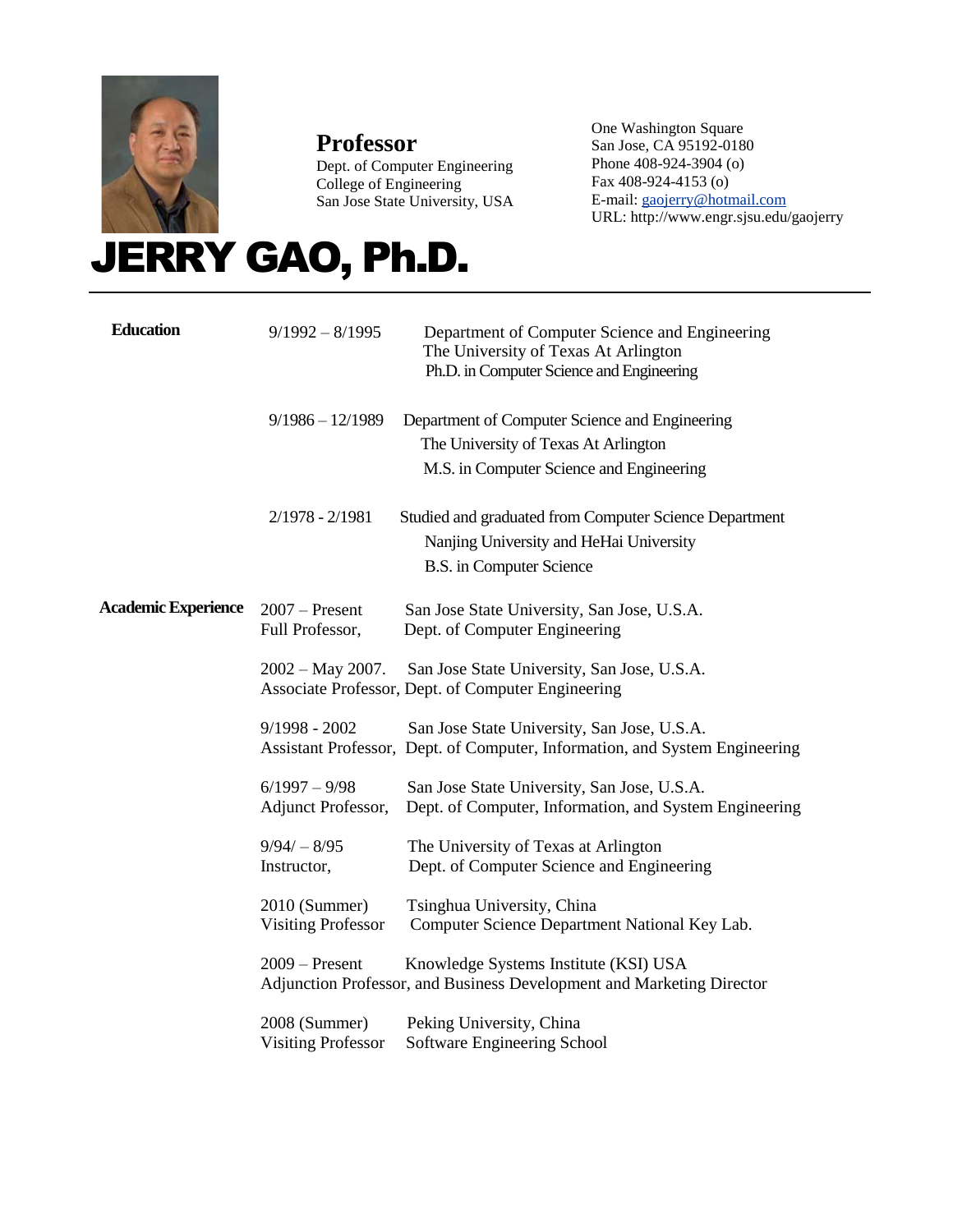# JERRY GAO, Ph.D.

**Professor**
Dept. of Computer Engineering
College of Engineering
San Jose State University, USA

One Washington Square
San Jose, CA 95192-0180
Phone 408-924-3904 (o)
Fax 408-924-4153 (o)
E-mail: gaojerry@hotmail.com
URL: http://www.engr.sjsu.edu/gaojerry

---

## Education

**9/1992 – 8/1995**
Department of Computer Science and Engineering
The University of Texas At Arlington
Ph.D. in Computer Science and Engineering

**9/1986 – 12/1989**
Department of Computer Science and Engineering
The University of Texas At Arlington
M.S. in Computer Science and Engineering

**2/1978 - 2/1981**
Studied and graduated from Computer Science Department
Nanjing University and HeHai University
B.S. in Computer Science

## Academic Experience

**2007 – Present** San Jose State University, San Jose, U.S.A.
Full Professor, Dept. of Computer Engineering

**2002 – May 2007.** San Jose State University, San Jose, U.S.A.
Associate Professor, Dept. of Computer Engineering

**9/1998 - 2002** San Jose State University, San Jose, U.S.A.
Assistant Professor, Dept. of Computer, Information, and System Engineering

**6/1997 – 9/98** San Jose State University, San Jose, U.S.A.
Adjunct Professor, Dept. of Computer, Information, and System Engineering

**9/94/ – 8/95** The University of Texas at Arlington
Instructor, Dept. of Computer Science and Engineering

**2010 (Summer)** Tsinghua University, China
Visiting Professor Computer Science Department National Key Lab.

**2009 – Present** Knowledge Systems Institute (KSI) USA
Adjunction Professor, and Business Development and Marketing Director

**2008 (Summer)** Peking University, China
Visiting Professor Software Engineering School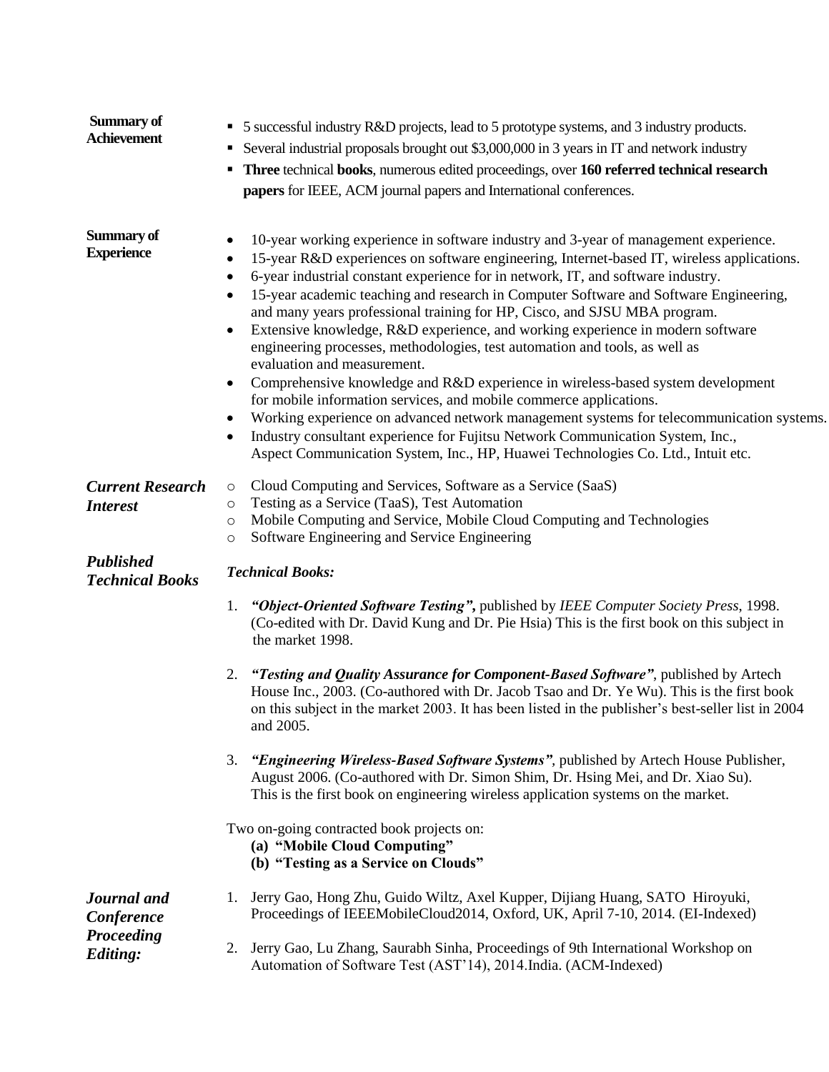**Summary of Achievement**

- 5 successful industry R&D projects, lead to 5 prototype systems, and 3 industry products.
- Several industrial proposals brought out $3,000,000 in 3 years in IT and network industry
- **Three** technical **books**, numerous edited proceedings, over **160 referred technical research papers** for IEEE, ACM journal papers and International conferences.

**Summary of Experience**

- 10-year working experience in software industry and 3-year of management experience.
- 15-year R&D experiences on software engineering, Internet-based IT, wireless applications.
- 6-year industrial constant experience for in network, IT, and software industry.
- 15-year academic teaching and research in Computer Software and Software Engineering, and many years professional training for HP, Cisco, and SJSU MBA program.
- Extensive knowledge, R&D experience, and working experience in modern software engineering processes, methodologies, test automation and tools, as well as evaluation and measurement.
- Comprehensive knowledge and R&D experience in wireless-based system development for mobile information services, and mobile commerce applications.
- Working experience on advanced network management systems for telecommunication systems.
- Industry consultant experience for Fujitsu Network Communication System, Inc., Aspect Communication System, Inc., HP, Huawei Technologies Co. Ltd., Intuit etc.

***Current Research Interest***

- Cloud Computing and Services, Software as a Service (SaaS)
- Testing as a Service (TaaS), Test Automation
- Mobile Computing and Service, Mobile Cloud Computing and Technologies
- Software Engineering and Service Engineering

***Published Technical Books***

***Technical Books:***

1. ***"Object-Oriented Software Testing",*** published by *IEEE Computer Society Press*, 1998. (Co-edited with Dr. David Kung and Dr. Pie Hsia) This is the first book on this subject in the market 1998.

2. ***"Testing and Quality Assurance for Component-Based Software"***, published by Artech House Inc., 2003. (Co-authored with Dr. Jacob Tsao and Dr. Ye Wu). This is the first book on this subject in the market 2003. It has been listed in the publisher's best-seller list in 2004 and 2005.

3. ***"Engineering Wireless-Based Software Systems"***, published by Artech House Publisher, August 2006. (Co-authored with Dr. Simon Shim, Dr. Hsing Mei, and Dr. Xiao Su). This is the first book on engineering wireless application systems on the market.

Two on-going contracted book projects on:
**(a) "Mobile Cloud Computing"**
**(b) "Testing as a Service on Clouds"**

***Journal and Conference Proceeding Editing:***

1. Jerry Gao, Hong Zhu, Guido Wiltz, Axel Kupper, Dijiang Huang, SATO Hiroyuki, Proceedings of IEEEMobileCloud2014, Oxford, UK, April 7-10, 2014. (EI-Indexed)

2. Jerry Gao, Lu Zhang, Saurabh Sinha, Proceedings of 9th International Workshop on Automation of Software Test (AST'14), 2014.India. (ACM-Indexed)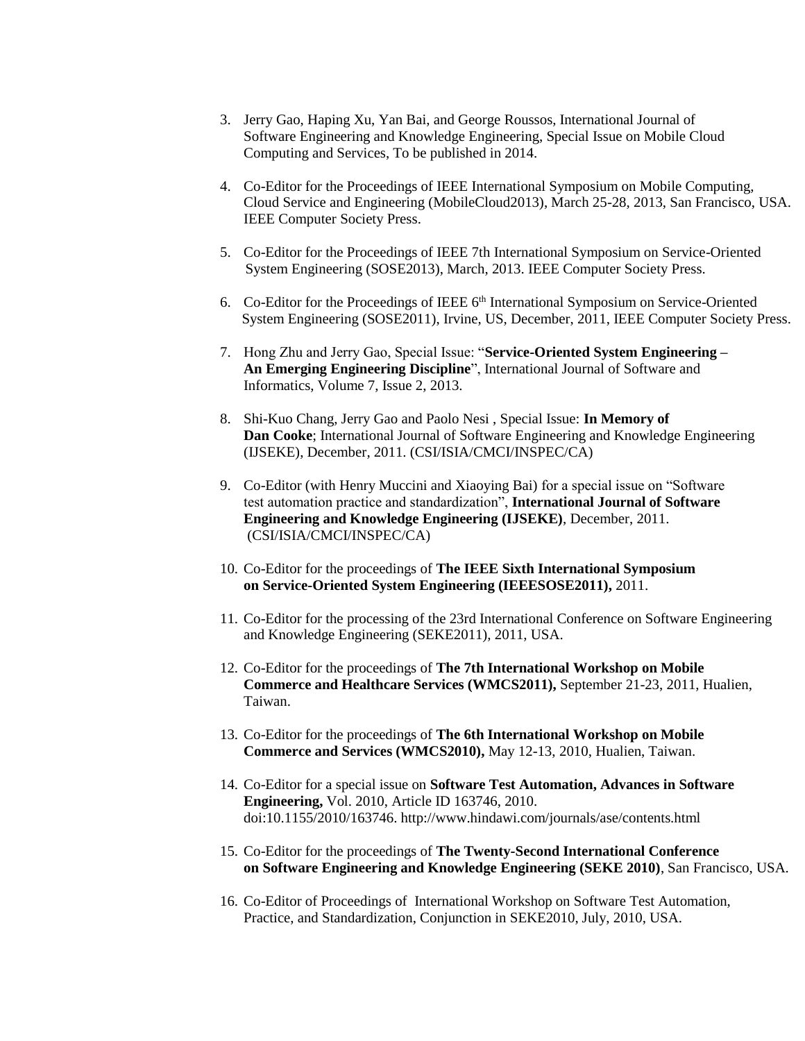3. Jerry Gao, Haping Xu, Yan Bai, and George Roussos, International Journal of Software Engineering and Knowledge Engineering, Special Issue on Mobile Cloud Computing and Services, To be published in 2014.

4. Co-Editor for the Proceedings of IEEE International Symposium on Mobile Computing, Cloud Service and Engineering (MobileCloud2013), March 25-28, 2013, San Francisco, USA. IEEE Computer Society Press.

5. Co-Editor for the Proceedings of IEEE 7th International Symposium on Service-Oriented System Engineering (SOSE2013), March, 2013. IEEE Computer Society Press.

6. Co-Editor for the Proceedings of IEEE 6th International Symposium on Service-Oriented System Engineering (SOSE2011), Irvine, US, December, 2011, IEEE Computer Society Press.

7. Hong Zhu and Jerry Gao, Special Issue: "**Service-Oriented System Engineering – An Emerging Engineering Discipline**", International Journal of Software and Informatics, Volume 7, Issue 2, 2013.

8. Shi-Kuo Chang, Jerry Gao and Paolo Nesi , Special Issue: **In Memory of Dan Cooke**; International Journal of Software Engineering and Knowledge Engineering (IJSEKE), December, 2011. (CSI/ISIA/CMCI/INSPEC/CA)

9. Co-Editor (with Henry Muccini and Xiaoying Bai) for a special issue on "Software test automation practice and standardization", **International Journal of Software Engineering and Knowledge Engineering (IJSEKE)**, December, 2011. (CSI/ISIA/CMCI/INSPEC/CA)

10. Co-Editor for the proceedings of **The IEEE Sixth International Symposium on Service-Oriented System Engineering (IEEESOSE2011),** 2011.

11. Co-Editor for the processing of the 23rd International Conference on Software Engineering and Knowledge Engineering (SEKE2011), 2011, USA.

12. Co-Editor for the proceedings of **The 7th International Workshop on Mobile Commerce and Healthcare Services (WMCS2011),** September 21-23, 2011, Hualien, Taiwan.

13. Co-Editor for the proceedings of **The 6th International Workshop on Mobile Commerce and Services (WMCS2010),** May 12-13, 2010, Hualien, Taiwan.

14. Co-Editor for a special issue on **Software Test Automation, Advances in Software Engineering,** Vol. 2010, Article ID 163746, 2010. doi:10.1155/2010/163746. http://www.hindawi.com/journals/ase/contents.html

15. Co-Editor for the proceedings of **The Twenty-Second International Conference on Software Engineering and Knowledge Engineering (SEKE 2010)**, San Francisco, USA.

16. Co-Editor of Proceedings of International Workshop on Software Test Automation, Practice, and Standardization, Conjunction in SEKE2010, July, 2010, USA.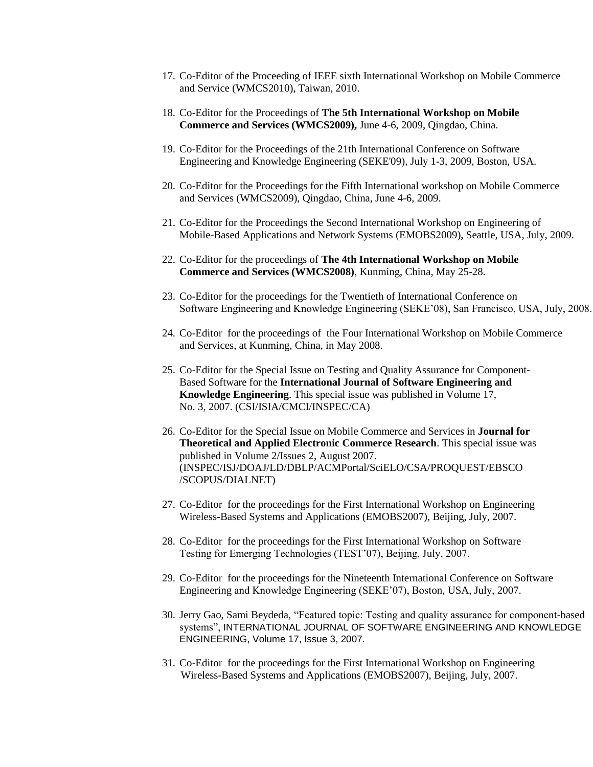17. Co-Editor of the Proceeding of IEEE sixth International Workshop on Mobile Commerce and Service (WMCS2010), Taiwan, 2010.

18. Co-Editor for the Proceedings of **The 5th International Workshop on Mobile Commerce and Services (WMCS2009),** June 4-6, 2009, Qingdao, China.

19. Co-Editor for the Proceedings of the 21th International Conference on Software Engineering and Knowledge Engineering (SEKE'09), July 1-3, 2009, Boston, USA.

20. Co-Editor for the Proceedings for the Fifth International workshop on Mobile Commerce and Services (WMCS2009), Qingdao, China, June 4-6, 2009.

21. Co-Editor for the Proceedings the Second International Workshop on Engineering of Mobile-Based Applications and Network Systems (EMOBS2009), Seattle, USA, July, 2009.

22. Co-Editor for the proceedings of **The 4th International Workshop on Mobile Commerce and Services (WMCS2008)**, Kunming, China, May 25-28.

23. Co-Editor for the proceedings for the Twentieth of International Conference on Software Engineering and Knowledge Engineering (SEKE'08), San Francisco, USA, July, 2008.

24. Co-Editor for the proceedings of the Four International Workshop on Mobile Commerce and Services, at Kunming, China, in May 2008.

25. Co-Editor for the Special Issue on Testing and Quality Assurance for Component-Based Software for the **International Journal of Software Engineering and Knowledge Engineering**. This special issue was published in Volume 17, No. 3, 2007. (CSI/ISIA/CMCI/INSPEC/CA)

26. Co-Editor for the Special Issue on Mobile Commerce and Services in **Journal for Theoretical and Applied Electronic Commerce Research**. This special issue was published in Volume 2/Issues 2, August 2007. (INSPEC/ISJ/DOAJ/LD/DBLP/ACMPortal/SciELO/CSA/PROQUEST/EBSCO /SCOPUS/DIALNET)

27. Co-Editor for the proceedings for the First International Workshop on Engineering Wireless-Based Systems and Applications (EMOBS2007), Beijing, July, 2007.

28. Co-Editor for the proceedings for the First International Workshop on Software Testing for Emerging Technologies (TEST'07), Beijing, July, 2007.

29. Co-Editor for the proceedings for the Nineteenth International Conference on Software Engineering and Knowledge Engineering (SEKE'07), Boston, USA, July, 2007.

30. Jerry Gao, Sami Beydeda, "Featured topic: Testing and quality assurance for component-based systems", INTERNATIONAL JOURNAL OF SOFTWARE ENGINEERING AND KNOWLEDGE ENGINEERING, Volume 17, Issue 3, 2007.

31. Co-Editor for the proceedings for the First International Workshop on Engineering Wireless-Based Systems and Applications (EMOBS2007), Beijing, July, 2007.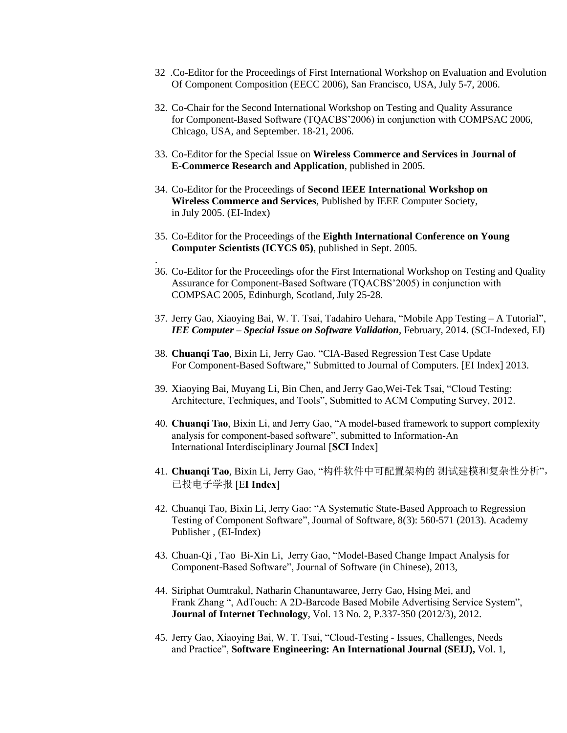32 .Co-Editor for the Proceedings of First International Workshop on Evaluation and Evolution Of Component Composition (EECC 2006), San Francisco, USA, July 5-7, 2006.

32. Co-Chair for the Second International Workshop on Testing and Quality Assurance for Component-Based Software (TQACBS'2006) in conjunction with COMPSAC 2006, Chicago, USA, and September. 18-21, 2006.

33. Co-Editor for the Special Issue on **Wireless Commerce and Services in Journal of E-Commerce Research and Application**, published in 2005.

34. Co-Editor for the Proceedings of **Second IEEE International Workshop on Wireless Commerce and Services**, Published by IEEE Computer Society, in July 2005. (EI-Index)

35. Co-Editor for the Proceedings of the **Eighth International Conference on Young Computer Scientists (ICYCS 05)**, published in Sept. 2005.

.

36. Co-Editor for the Proceedings ofor the First International Workshop on Testing and Quality Assurance for Component-Based Software (TQACBS'2005) in conjunction with COMPSAC 2005, Edinburgh, Scotland, July 25-28.

37. Jerry Gao, Xiaoying Bai, W. T. Tsai, Tadahiro Uehara, "Mobile App Testing – A Tutorial", ***IEE Computer – Special Issue on Software Validation***, February, 2014. (SCI-Indexed, EI)

38. **Chuanqi Tao**, Bixin Li, Jerry Gao. "CIA-Based Regression Test Case Update For Component-Based Software," Submitted to Journal of Computers. [EI Index] 2013.

39. Xiaoying Bai, Muyang Li, Bin Chen, and Jerry Gao,Wei-Tek Tsai, "Cloud Testing: Architecture, Techniques, and Tools", Submitted to ACM Computing Survey, 2012.

40. **Chuanqi Tao**, Bixin Li, and Jerry Gao, "A model-based framework to support complexity analysis for component-based software", submitted to Information-An International Interdisciplinary Journal [**SCI** Index]

41. **Chuanqi Tao**, Bixin Li, Jerry Gao, "构件软件中可配置架构的 测试建模和复杂性分析"，已投电子学报 [E**I Index**]

42. Chuanqi Tao, Bixin Li, Jerry Gao: "A Systematic State-Based Approach to Regression Testing of Component Software", Journal of Software, 8(3): 560-571 (2013). Academy Publisher , (EI-Index)

43. Chuan-Qi , Tao Bi-Xin Li, Jerry Gao, "Model-Based Change Impact Analysis for Component-Based Software", Journal of Software (in Chinese), 2013,

44. Siriphat Oumtrakul, Natharin Chanuntawaree, Jerry Gao, Hsing Mei, and Frank Zhang ", AdTouch: A 2D-Barcode Based Mobile Advertising Service System", **Journal of Internet Technology**, Vol. 13 No. 2, P.337-350 (2012/3), 2012.

45. Jerry Gao, Xiaoying Bai, W. T. Tsai, "Cloud-Testing - Issues, Challenges, Needs and Practice", **Software Engineering: An International Journal (SEIJ),** Vol. 1,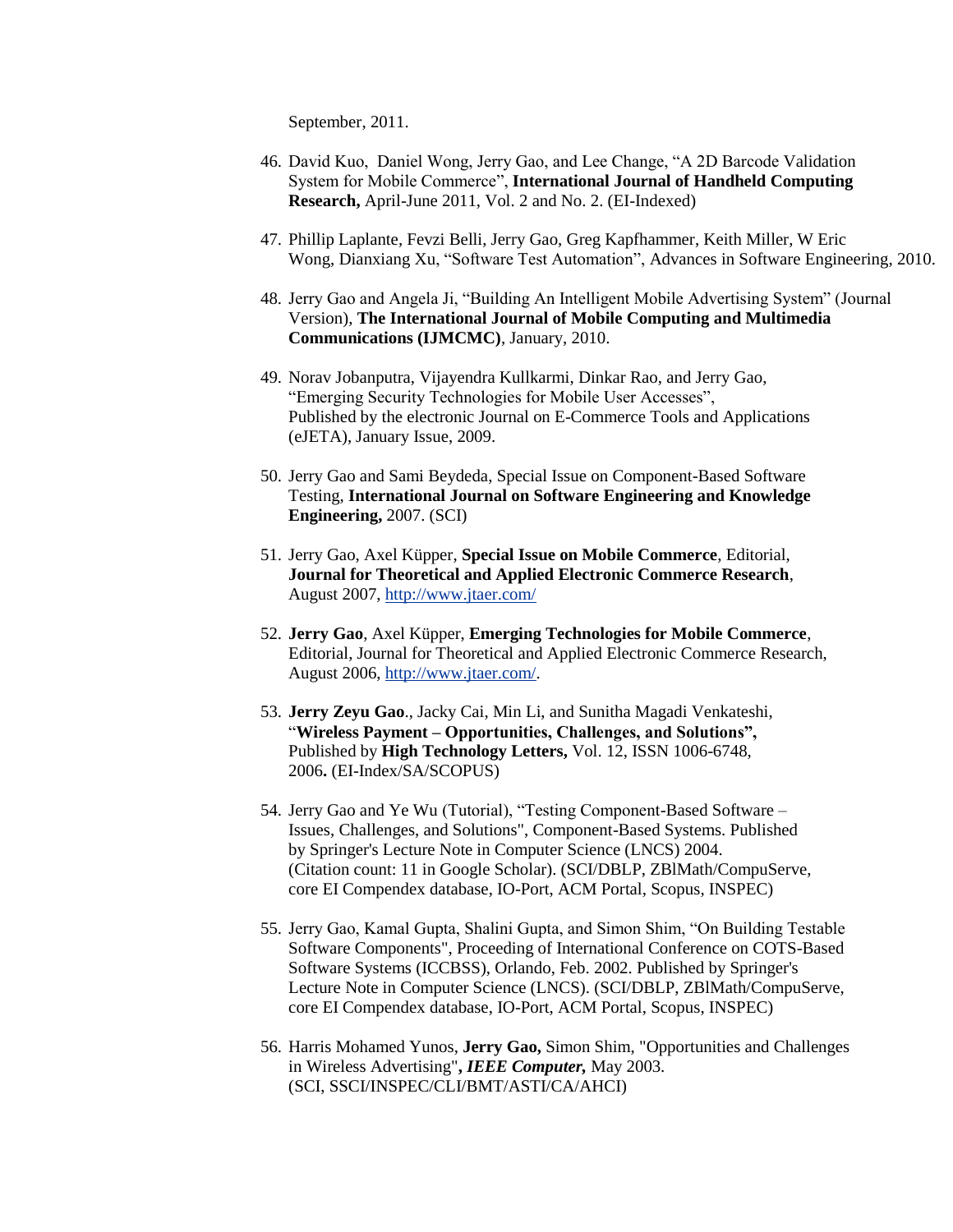September, 2011.

46. David Kuo, Daniel Wong, Jerry Gao, and Lee Change, "A 2D Barcode Validation System for Mobile Commerce", **International Journal of Handheld Computing Research,** April-June 2011, Vol. 2 and No. 2. (EI-Indexed)

47. Phillip Laplante, Fevzi Belli, Jerry Gao, Greg Kapfhammer, Keith Miller, W Eric Wong, Dianxiang Xu, "Software Test Automation", Advances in Software Engineering, 2010.

48. Jerry Gao and Angela Ji, "Building An Intelligent Mobile Advertising System" (Journal Version), **The International Journal of Mobile Computing and Multimedia Communications (IJMCMC)**, January, 2010.

49. Norav Jobanputra, Vijayendra Kullkarmi, Dinkar Rao, and Jerry Gao, "Emerging Security Technologies for Mobile User Accesses", Published by the electronic Journal on E-Commerce Tools and Applications (eJETA), January Issue, 2009.

50. Jerry Gao and Sami Beydeda, Special Issue on Component-Based Software Testing, **International Journal on Software Engineering and Knowledge Engineering,** 2007. (SCI)

51. Jerry Gao, Axel Küpper, **Special Issue on Mobile Commerce**, Editorial, **Journal for Theoretical and Applied Electronic Commerce Research**, August 2007, http://www.jtaer.com/

52. **Jerry Gao**, Axel Küpper, **Emerging Technologies for Mobile Commerce**, Editorial, Journal for Theoretical and Applied Electronic Commerce Research, August 2006, http://www.jtaer.com/.

53. **Jerry Zeyu Gao**., Jacky Cai, Min Li, and Sunitha Magadi Venkateshi, "**Wireless Payment – Opportunities, Challenges, and Solutions",** Published by **High Technology Letters,** Vol. 12, ISSN 1006-6748, 2006**.** (EI-Index/SA/SCOPUS)

54. Jerry Gao and Ye Wu (Tutorial), "Testing Component-Based Software – Issues, Challenges, and Solutions", Component-Based Systems. Published by Springer's Lecture Note in Computer Science (LNCS) 2004. (Citation count: 11 in Google Scholar). (SCI/DBLP, ZBlMath/CompuServe, core EI Compendex database, IO-Port, ACM Portal, Scopus, INSPEC)

55. Jerry Gao, Kamal Gupta, Shalini Gupta, and Simon Shim, "On Building Testable Software Components", Proceeding of International Conference on COTS-Based Software Systems (ICCBSS), Orlando, Feb. 2002. Published by Springer's Lecture Note in Computer Science (LNCS). (SCI/DBLP, ZBlMath/CompuServe, core EI Compendex database, IO-Port, ACM Portal, Scopus, INSPEC)

56. Harris Mohamed Yunos, **Jerry Gao,** Simon Shim, "Opportunities and Challenges in Wireless Advertising"**,** ***IEEE Computer,*** May 2003. (SCI, SSCI/INSPEC/CLI/BMT/ASTI/CA/AHCI)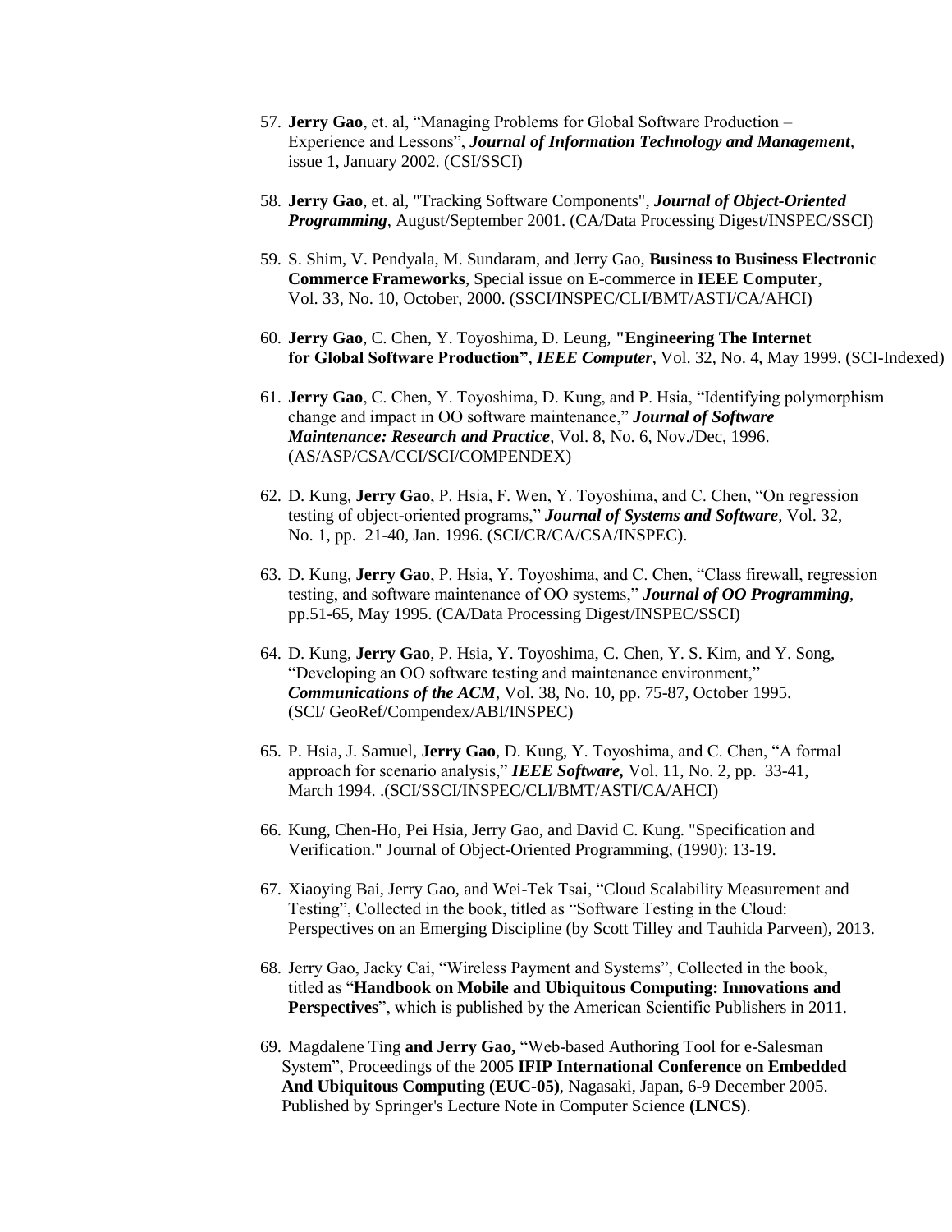57. **Jerry Gao**, et. al, "Managing Problems for Global Software Production – Experience and Lessons", ***Journal of Information Technology and Management***, issue 1, January 2002. (CSI/SSCI)

58. **Jerry Gao**, et. al, "Tracking Software Components", ***Journal of Object-Oriented Programming***, August/September 2001. (CA/Data Processing Digest/INSPEC/SSCI)

59. S. Shim, V. Pendyala, M. Sundaram, and Jerry Gao, **Business to Business Electronic Commerce Frameworks**, Special issue on E-commerce in **IEEE Computer**, Vol. 33, No. 10, October, 2000. (SSCI/INSPEC/CLI/BMT/ASTI/CA/AHCI)

60. **Jerry Gao**, C. Chen, Y. Toyoshima, D. Leung, **"Engineering The Internet for Global Software Production"**, ***IEEE Computer***, Vol. 32, No. 4, May 1999. (SCI-Indexed)

61. **Jerry Gao**, C. Chen, Y. Toyoshima, D. Kung, and P. Hsia, "Identifying polymorphism change and impact in OO software maintenance," ***Journal of Software Maintenance: Research and Practice***, Vol. 8, No. 6, Nov./Dec, 1996. (AS/ASP/CSA/CCI/SCI/COMPENDEX)

62. D. Kung, **Jerry Gao**, P. Hsia, F. Wen, Y. Toyoshima, and C. Chen, "On regression testing of object-oriented programs," ***Journal of Systems and Software***, Vol. 32, No. 1, pp. 21-40, Jan. 1996. (SCI/CR/CA/CSA/INSPEC).

63. D. Kung, **Jerry Gao**, P. Hsia, Y. Toyoshima, and C. Chen, "Class firewall, regression testing, and software maintenance of OO systems," ***Journal of OO Programming***, pp.51-65, May 1995. (CA/Data Processing Digest/INSPEC/SSCI)

64. D. Kung, **Jerry Gao**, P. Hsia, Y. Toyoshima, C. Chen, Y. S. Kim, and Y. Song, "Developing an OO software testing and maintenance environment," ***Communications of the ACM***, Vol. 38, No. 10, pp. 75-87, October 1995. (SCI/ GeoRef/Compendex/ABI/INSPEC)

65. P. Hsia, J. Samuel, **Jerry Gao**, D. Kung, Y. Toyoshima, and C. Chen, "A formal approach for scenario analysis," ***IEEE Software,*** Vol. 11, No. 2, pp. 33-41, March 1994. .(SCI/SSCI/INSPEC/CLI/BMT/ASTI/CA/AHCI)

66. Kung, Chen-Ho, Pei Hsia, Jerry Gao, and David C. Kung. "Specification and Verification." Journal of Object-Oriented Programming, (1990): 13-19.

67. Xiaoying Bai, Jerry Gao, and Wei-Tek Tsai, "Cloud Scalability Measurement and Testing", Collected in the book, titled as "Software Testing in the Cloud: Perspectives on an Emerging Discipline (by Scott Tilley and Tauhida Parveen), 2013.

68. Jerry Gao, Jacky Cai, "Wireless Payment and Systems", Collected in the book, titled as "**Handbook on Mobile and Ubiquitous Computing: Innovations and Perspectives**", which is published by the American Scientific Publishers in 2011.

69. Magdalene Ting **and Jerry Gao,** "Web-based Authoring Tool for e-Salesman System", Proceedings of the 2005 **IFIP International Conference on Embedded And Ubiquitous Computing (EUC-05)**, Nagasaki, Japan, 6-9 December 2005. Published by Springer's Lecture Note in Computer Science **(LNCS)**.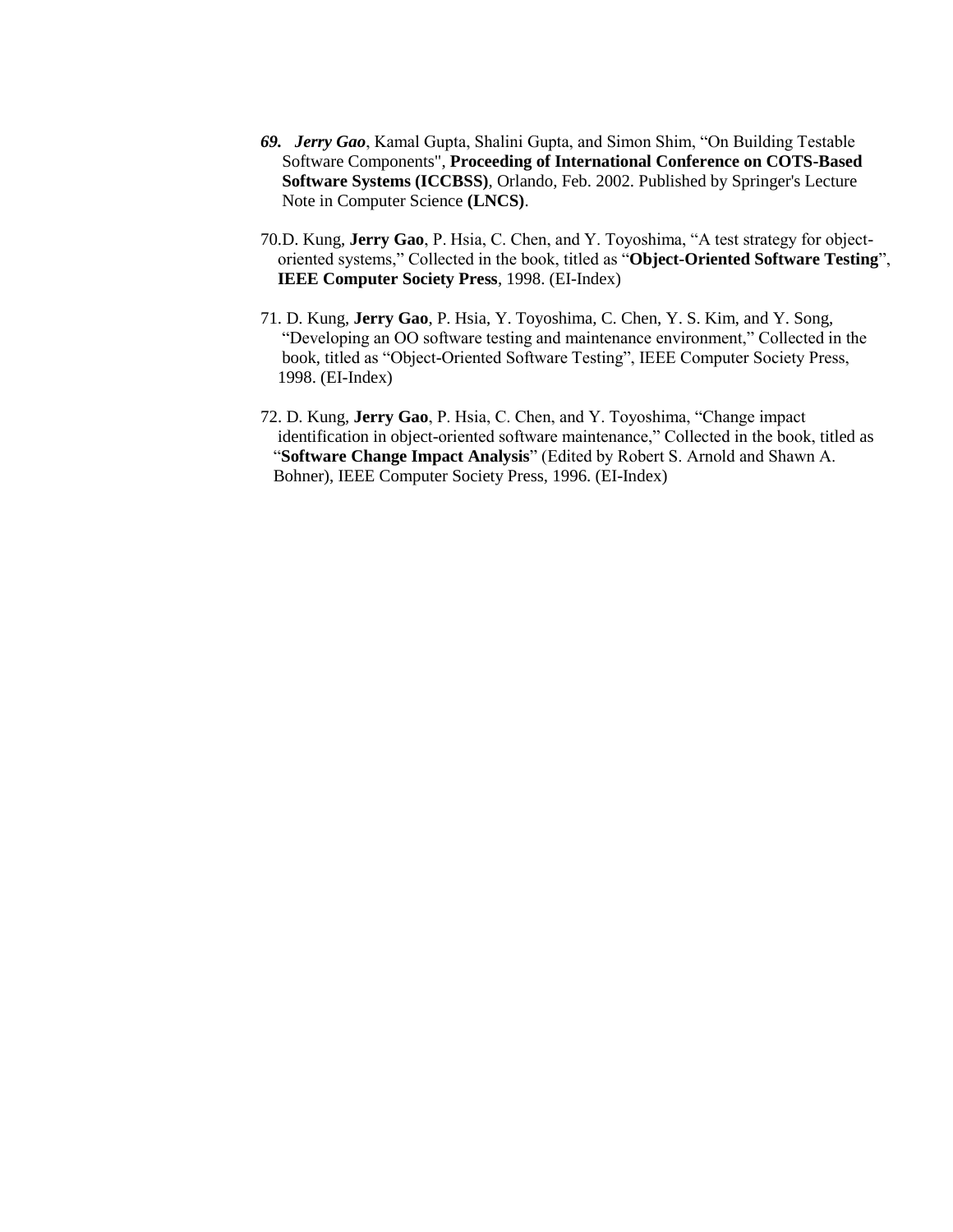***69. Jerry Gao***, Kamal Gupta, Shalini Gupta, and Simon Shim, "On Building Testable Software Components", **Proceeding of International Conference on COTS-Based Software Systems (ICCBSS)**, Orlando, Feb. 2002. Published by Springer's Lecture Note in Computer Science **(LNCS)**.

70.D. Kung, **Jerry Gao**, P. Hsia, C. Chen, and Y. Toyoshima, "A test strategy for object-oriented systems," Collected in the book, titled as "**Object-Oriented Software Testing**", **IEEE Computer Society Press**, 1998. (EI-Index)

71. D. Kung, **Jerry Gao**, P. Hsia, Y. Toyoshima, C. Chen, Y. S. Kim, and Y. Song, "Developing an OO software testing and maintenance environment," Collected in the book, titled as "Object-Oriented Software Testing", IEEE Computer Society Press, 1998. (EI-Index)

72. D. Kung, **Jerry Gao**, P. Hsia, C. Chen, and Y. Toyoshima, "Change impact identification in object-oriented software maintenance," Collected in the book, titled as "**Software Change Impact Analysis**" (Edited by Robert S. Arnold and Shawn A. Bohner), IEEE Computer Society Press, 1996. (EI-Index)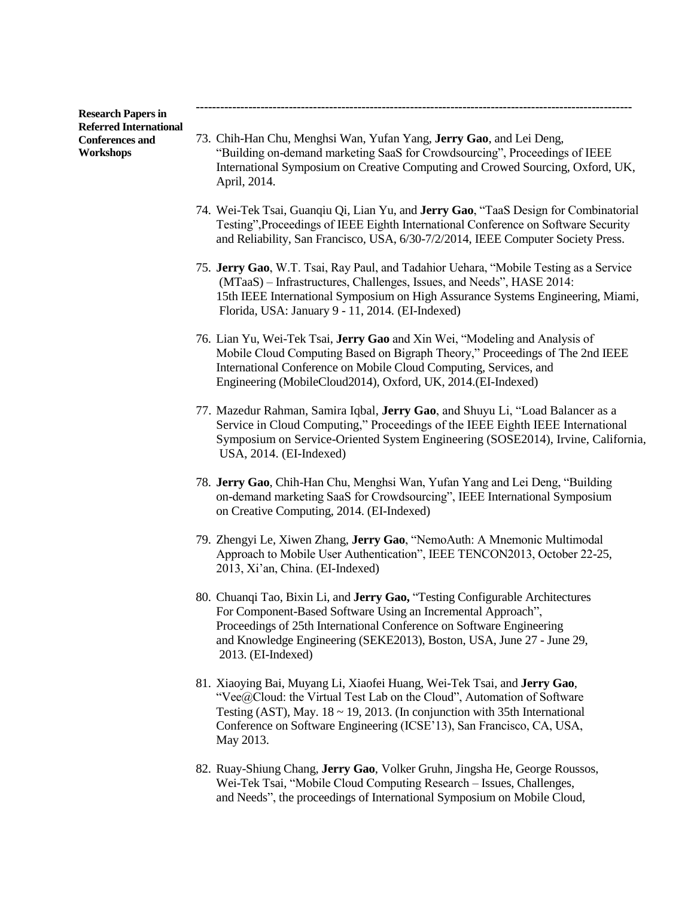**Research Papers in Referred International Conferences and Workshops**

---

73. Chih-Han Chu, Menghsi Wan, Yufan Yang, **Jerry Gao**, and Lei Deng, "Building on-demand marketing SaaS for Crowdsourcing", Proceedings of IEEE International Symposium on Creative Computing and Crowed Sourcing, Oxford, UK, April, 2014.

74. Wei-Tek Tsai, Guanqiu Qi, Lian Yu, and **Jerry Gao**, "TaaS Design for Combinatorial Testing",Proceedings of IEEE Eighth International Conference on Software Security and Reliability, San Francisco, USA, 6/30-7/2/2014, IEEE Computer Society Press.

75. **Jerry Gao**, W.T. Tsai, Ray Paul, and Tadahior Uehara, "Mobile Testing as a Service (MTaaS) – Infrastructures, Challenges, Issues, and Needs", HASE 2014: 15th IEEE International Symposium on High Assurance Systems Engineering, Miami, Florida, USA: January 9 - 11, 2014. (EI-Indexed)

76. Lian Yu, Wei-Tek Tsai, **Jerry Gao** and Xin Wei, "Modeling and Analysis of Mobile Cloud Computing Based on Bigraph Theory," Proceedings of The 2nd IEEE International Conference on Mobile Cloud Computing, Services, and Engineering (MobileCloud2014), Oxford, UK, 2014.(EI-Indexed)

77. Mazedur Rahman, Samira Iqbal, **Jerry Gao**, and Shuyu Li, "Load Balancer as a Service in Cloud Computing," Proceedings of the IEEE Eighth IEEE International Symposium on Service-Oriented System Engineering (SOSE2014), Irvine, California, USA, 2014. (EI-Indexed)

78. **Jerry Gao**, Chih-Han Chu, Menghsi Wan, Yufan Yang and Lei Deng, "Building on-demand marketing SaaS for Crowdsourcing", IEEE International Symposium on Creative Computing, 2014. (EI-Indexed)

79. Zhengyi Le, Xiwen Zhang, **Jerry Gao**, "NemoAuth: A Mnemonic Multimodal Approach to Mobile User Authentication", IEEE TENCON2013, October 22-25, 2013, Xi'an, China. (EI-Indexed)

80. Chuanqi Tao, Bixin Li, and **Jerry Gao,** "Testing Configurable Architectures For Component-Based Software Using an Incremental Approach", Proceedings of 25th International Conference on Software Engineering and Knowledge Engineering (SEKE2013), Boston, USA, June 27 - June 29, 2013. (EI-Indexed)

81. Xiaoying Bai, Muyang Li, Xiaofei Huang, Wei-Tek Tsai, and **Jerry Gao**, "Vee@Cloud: the Virtual Test Lab on the Cloud", Automation of Software Testing (AST), May. 18 ~ 19, 2013. (In conjunction with 35th International Conference on Software Engineering (ICSE'13), San Francisco, CA, USA, May 2013.

82. Ruay-Shiung Chang, **Jerry Gao**, Volker Gruhn, Jingsha He, George Roussos, Wei-Tek Tsai, "Mobile Cloud Computing Research – Issues, Challenges, and Needs", the proceedings of International Symposium on Mobile Cloud,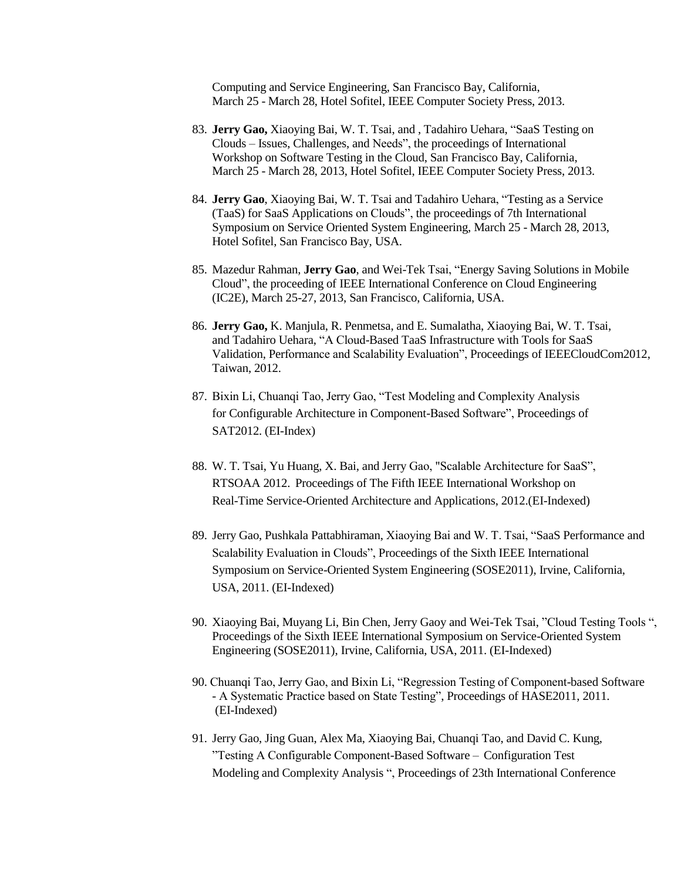Computing and Service Engineering, San Francisco Bay, California, March 25 - March 28, Hotel Sofitel, IEEE Computer Society Press, 2013.

83. **Jerry Gao,** Xiaoying Bai, W. T. Tsai, and , Tadahiro Uehara, "SaaS Testing on Clouds – Issues, Challenges, and Needs", the proceedings of International Workshop on Software Testing in the Cloud, San Francisco Bay, California, March 25 - March 28, 2013, Hotel Sofitel, IEEE Computer Society Press, 2013.

84. **Jerry Gao**, Xiaoying Bai, W. T. Tsai and Tadahiro Uehara, "Testing as a Service (TaaS) for SaaS Applications on Clouds", the proceedings of 7th International Symposium on Service Oriented System Engineering, March 25 - March 28, 2013, Hotel Sofitel, San Francisco Bay, USA.

85. Mazedur Rahman, **Jerry Gao**, and Wei-Tek Tsai, "Energy Saving Solutions in Mobile Cloud", the proceeding of IEEE International Conference on Cloud Engineering (IC2E), March 25-27, 2013, San Francisco, California, USA.

86. **Jerry Gao,** K. Manjula, R. Penmetsa, and E. Sumalatha, Xiaoying Bai, W. T. Tsai, and Tadahiro Uehara, "A Cloud-Based TaaS Infrastructure with Tools for SaaS Validation, Performance and Scalability Evaluation", Proceedings of IEEECloudCom2012, Taiwan, 2012.

87. Bixin Li, Chuanqi Tao, Jerry Gao, "Test Modeling and Complexity Analysis for Configurable Architecture in Component-Based Software", Proceedings of SAT2012. (EI-Index)

88. W. T. Tsai, Yu Huang, X. Bai, and Jerry Gao, "Scalable Architecture for SaaS", RTSOAA 2012. Proceedings of The Fifth IEEE International Workshop on Real-Time Service-Oriented Architecture and Applications, 2012.(EI-Indexed)

89. Jerry Gao, Pushkala Pattabhiraman, Xiaoying Bai and W. T. Tsai, "SaaS Performance and Scalability Evaluation in Clouds", Proceedings of the Sixth IEEE International Symposium on Service-Oriented System Engineering (SOSE2011), Irvine, California, USA, 2011. (EI-Indexed)

90. Xiaoying Bai, Muyang Li, Bin Chen, Jerry Gaoy and Wei-Tek Tsai, "Cloud Testing Tools ", Proceedings of the Sixth IEEE International Symposium on Service-Oriented System Engineering (SOSE2011), Irvine, California, USA, 2011. (EI-Indexed)

90. Chuanqi Tao, Jerry Gao, and Bixin Li, "Regression Testing of Component-based Software - A Systematic Practice based on State Testing", Proceedings of HASE2011, 2011. (EI-Indexed)

91. Jerry Gao, Jing Guan, Alex Ma, Xiaoying Bai, Chuanqi Tao, and David C. Kung, "Testing A Configurable Component-Based Software – Configuration Test Modeling and Complexity Analysis ", Proceedings of 23th International Conference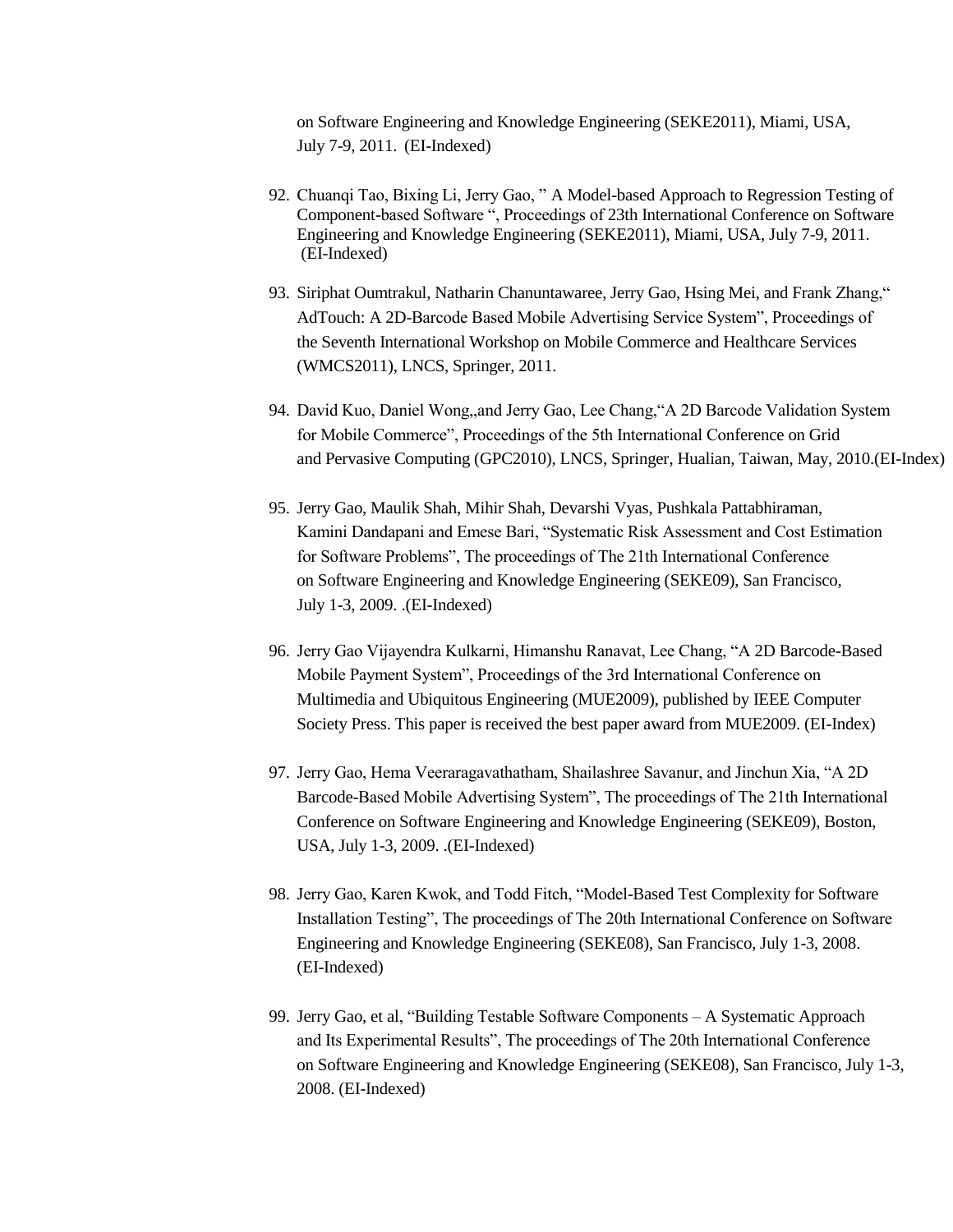on Software Engineering and Knowledge Engineering (SEKE2011), Miami, USA, July 7-9, 2011. (EI-Indexed)

92. Chuanqi Tao, Bixing Li, Jerry Gao, " A Model-based Approach to Regression Testing of Component-based Software ", Proceedings of 23th International Conference on Software Engineering and Knowledge Engineering (SEKE2011), Miami, USA, July 7-9, 2011. (EI-Indexed)

93. Siriphat Oumtrakul, Natharin Chanuntawaree, Jerry Gao, Hsing Mei, and Frank Zhang," AdTouch: A 2D-Barcode Based Mobile Advertising Service System", Proceedings of the Seventh International Workshop on Mobile Commerce and Healthcare Services (WMCS2011), LNCS, Springer, 2011.

94. David Kuo, Daniel Wong,,and Jerry Gao, Lee Chang,"A 2D Barcode Validation System for Mobile Commerce", Proceedings of the 5th International Conference on Grid and Pervasive Computing (GPC2010), LNCS, Springer, Hualian, Taiwan, May, 2010.(EI-Index)

95. Jerry Gao, Maulik Shah, Mihir Shah, Devarshi Vyas, Pushkala Pattabhiraman, Kamini Dandapani and Emese Bari, "Systematic Risk Assessment and Cost Estimation for Software Problems", The proceedings of The 21th International Conference on Software Engineering and Knowledge Engineering (SEKE09), San Francisco, July 1-3, 2009. .(EI-Indexed)

96. Jerry Gao Vijayendra Kulkarni, Himanshu Ranavat, Lee Chang, "A 2D Barcode-Based Mobile Payment System", Proceedings of the 3rd International Conference on Multimedia and Ubiquitous Engineering (MUE2009), published by IEEE Computer Society Press. This paper is received the best paper award from MUE2009. (EI-Index)

97. Jerry Gao, Hema Veeraragavathatham, Shailashree Savanur, and Jinchun Xia, "A 2D Barcode-Based Mobile Advertising System", The proceedings of The 21th International Conference on Software Engineering and Knowledge Engineering (SEKE09), Boston, USA, July 1-3, 2009. .(EI-Indexed)

98. Jerry Gao, Karen Kwok, and Todd Fitch, "Model-Based Test Complexity for Software Installation Testing", The proceedings of The 20th International Conference on Software Engineering and Knowledge Engineering (SEKE08), San Francisco, July 1-3, 2008. (EI-Indexed)

99. Jerry Gao, et al, "Building Testable Software Components – A Systematic Approach and Its Experimental Results", The proceedings of The 20th International Conference on Software Engineering and Knowledge Engineering (SEKE08), San Francisco, July 1-3, 2008. (EI-Indexed)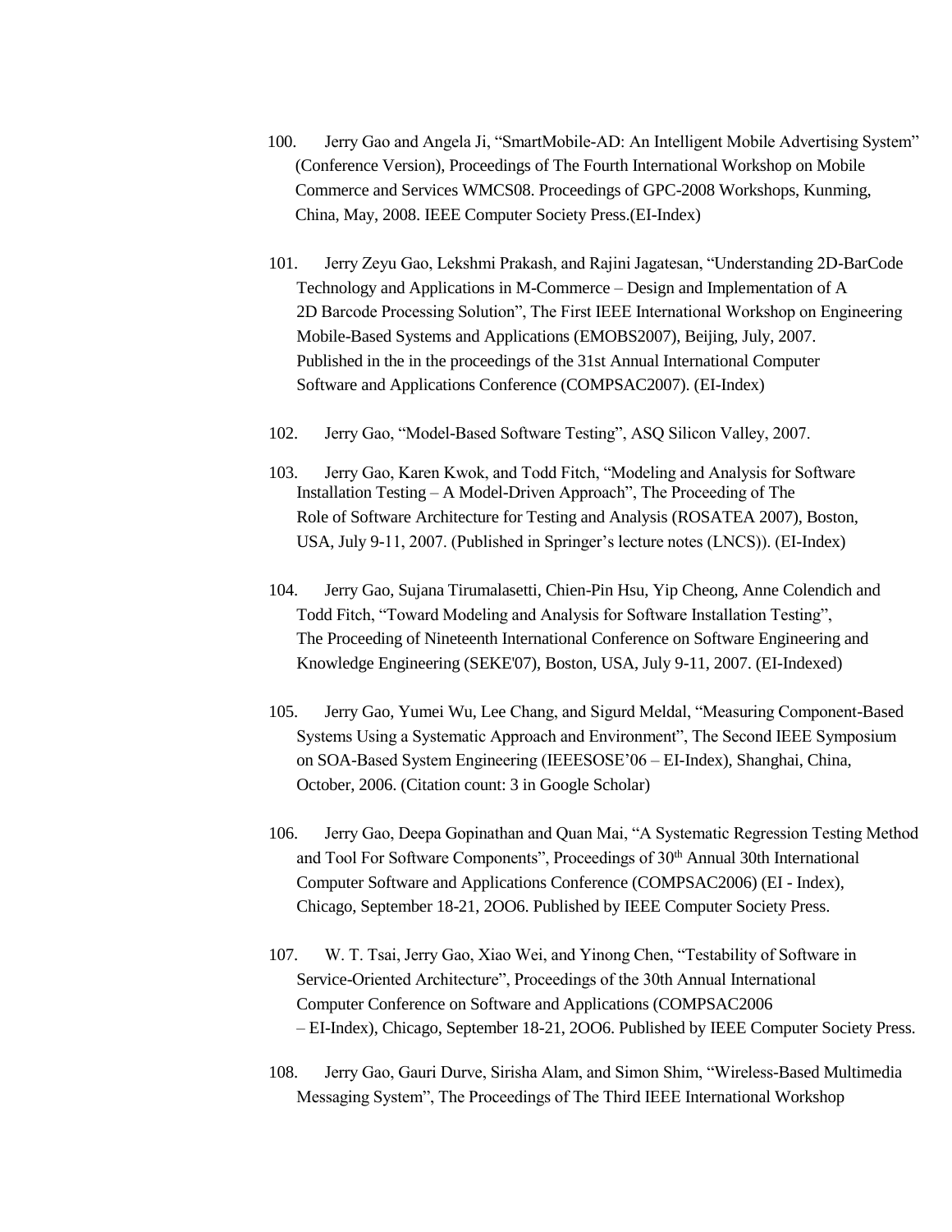100. Jerry Gao and Angela Ji, "SmartMobile-AD: An Intelligent Mobile Advertising System" (Conference Version), Proceedings of The Fourth International Workshop on Mobile Commerce and Services WMCS08. Proceedings of GPC-2008 Workshops, Kunming, China, May, 2008. IEEE Computer Society Press.(EI-Index)

101. Jerry Zeyu Gao, Lekshmi Prakash, and Rajini Jagatesan, "Understanding 2D-BarCode Technology and Applications in M-Commerce – Design and Implementation of A 2D Barcode Processing Solution", The First IEEE International Workshop on Engineering Mobile-Based Systems and Applications (EMOBS2007), Beijing, July, 2007. Published in the in the proceedings of the 31st Annual International Computer Software and Applications Conference (COMPSAC2007). (EI-Index)

102. Jerry Gao, "Model-Based Software Testing", ASQ Silicon Valley, 2007.

103. Jerry Gao, Karen Kwok, and Todd Fitch, "Modeling and Analysis for Software Installation Testing – A Model-Driven Approach", The Proceeding of The Role of Software Architecture for Testing and Analysis (ROSATEA 2007), Boston, USA, July 9-11, 2007. (Published in Springer's lecture notes (LNCS)). (EI-Index)

104. Jerry Gao, Sujana Tirumalasetti, Chien-Pin Hsu, Yip Cheong, Anne Colendich and Todd Fitch, "Toward Modeling and Analysis for Software Installation Testing", The Proceeding of Nineteenth International Conference on Software Engineering and Knowledge Engineering (SEKE'07), Boston, USA, July 9-11, 2007. (EI-Indexed)

105. Jerry Gao, Yumei Wu, Lee Chang, and Sigurd Meldal, "Measuring Component-Based Systems Using a Systematic Approach and Environment", The Second IEEE Symposium on SOA-Based System Engineering (IEEESOSE'06 – EI-Index), Shanghai, China, October, 2006. (Citation count: 3 in Google Scholar)

106. Jerry Gao, Deepa Gopinathan and Quan Mai, "A Systematic Regression Testing Method and Tool For Software Components", Proceedings of 30th Annual 30th International Computer Software and Applications Conference (COMPSAC2006) (EI - Index), Chicago, September 18-21, 2OO6. Published by IEEE Computer Society Press.

107. W. T. Tsai, Jerry Gao, Xiao Wei, and Yinong Chen, "Testability of Software in Service-Oriented Architecture", Proceedings of the 30th Annual International Computer Conference on Software and Applications (COMPSAC2006 – EI-Index), Chicago, September 18-21, 2OO6. Published by IEEE Computer Society Press.

108. Jerry Gao, Gauri Durve, Sirisha Alam, and Simon Shim, "Wireless-Based Multimedia Messaging System", The Proceedings of The Third IEEE International Workshop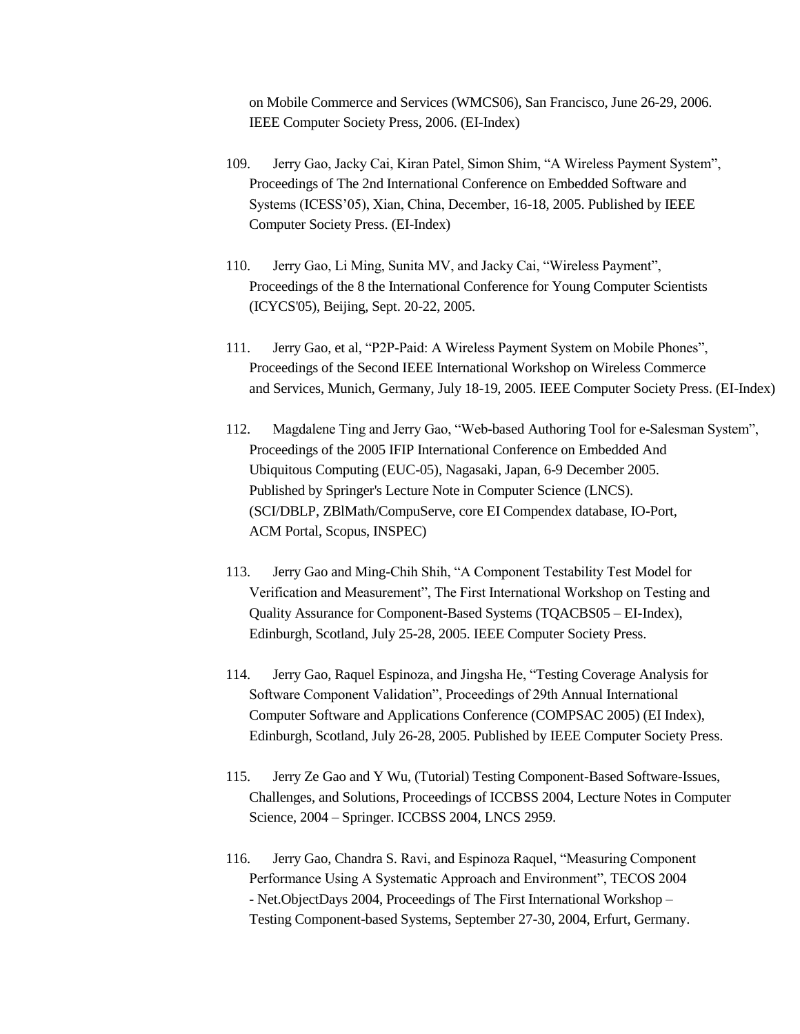on Mobile Commerce and Services (WMCS06), San Francisco, June 26-29, 2006. IEEE Computer Society Press, 2006. (EI-Index)

109. Jerry Gao, Jacky Cai, Kiran Patel, Simon Shim, "A Wireless Payment System", Proceedings of The 2nd International Conference on Embedded Software and Systems (ICESS'05), Xian, China, December, 16-18, 2005. Published by IEEE Computer Society Press. (EI-Index)

110. Jerry Gao, Li Ming, Sunita MV, and Jacky Cai, "Wireless Payment", Proceedings of the 8 the International Conference for Young Computer Scientists (ICYCS'05), Beijing, Sept. 20-22, 2005.

111. Jerry Gao, et al, "P2P-Paid: A Wireless Payment System on Mobile Phones", Proceedings of the Second IEEE International Workshop on Wireless Commerce and Services, Munich, Germany, July 18-19, 2005. IEEE Computer Society Press. (EI-Index)

112. Magdalene Ting and Jerry Gao, "Web-based Authoring Tool for e-Salesman System", Proceedings of the 2005 IFIP International Conference on Embedded And Ubiquitous Computing (EUC-05), Nagasaki, Japan, 6-9 December 2005. Published by Springer's Lecture Note in Computer Science (LNCS). (SCI/DBLP, ZBlMath/CompuServe, core EI Compendex database, IO-Port, ACM Portal, Scopus, INSPEC)

113. Jerry Gao and Ming-Chih Shih, "A Component Testability Test Model for Verification and Measurement", The First International Workshop on Testing and Quality Assurance for Component-Based Systems (TQACBS05 – EI-Index), Edinburgh, Scotland, July 25-28, 2005. IEEE Computer Society Press.

114. Jerry Gao, Raquel Espinoza, and Jingsha He, "Testing Coverage Analysis for Software Component Validation", Proceedings of 29th Annual International Computer Software and Applications Conference (COMPSAC 2005) (EI Index), Edinburgh, Scotland, July 26-28, 2005. Published by IEEE Computer Society Press.

115. Jerry Ze Gao and Y Wu, (Tutorial) Testing Component-Based Software-Issues, Challenges, and Solutions, Proceedings of ICCBSS 2004, Lecture Notes in Computer Science, 2004 – Springer. ICCBSS 2004, LNCS 2959.

116. Jerry Gao, Chandra S. Ravi, and Espinoza Raquel, "Measuring Component Performance Using A Systematic Approach and Environment", TECOS 2004 - Net.ObjectDays 2004, Proceedings of The First International Workshop – Testing Component-based Systems, September 27-30, 2004, Erfurt, Germany.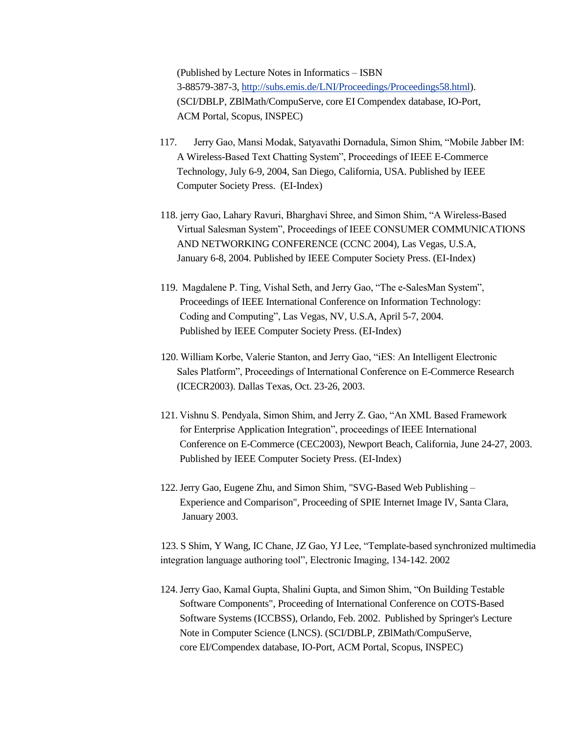(Published by Lecture Notes in Informatics – ISBN 3-88579-387-3, [http://subs.emis.de/LNI/Proceedings/Proceedings58.html](http://subs.emis.de/LNI/Proceedings/Proceedings58.html)). (SCI/DBLP, ZBlMath/CompuServe, core EI Compendex database, IO-Port, ACM Portal, Scopus, INSPEC)

117. Jerry Gao, Mansi Modak, Satyavathi Dornadula, Simon Shim, "Mobile Jabber IM: A Wireless-Based Text Chatting System", Proceedings of IEEE E-Commerce Technology, July 6-9, 2004, San Diego, California, USA. Published by IEEE Computer Society Press. (EI-Index)

118. jerry Gao, Lahary Ravuri, Bharghavi Shree, and Simon Shim, "A Wireless-Based Virtual Salesman System", Proceedings of IEEE CONSUMER COMMUNICATIONS AND NETWORKING CONFERENCE (CCNC 2004), Las Vegas, U.S.A, January 6-8, 2004. Published by IEEE Computer Society Press. (EI-Index)

119. Magdalene P. Ting, Vishal Seth, and Jerry Gao, "The e-SalesMan System", Proceedings of IEEE International Conference on Information Technology: Coding and Computing", Las Vegas, NV, U.S.A, April 5-7, 2004. Published by IEEE Computer Society Press. (EI-Index)

120. William Korbe, Valerie Stanton, and Jerry Gao, "iES: An Intelligent Electronic Sales Platform", Proceedings of International Conference on E-Commerce Research (ICECR2003). Dallas Texas, Oct. 23-26, 2003.

121. Vishnu S. Pendyala, Simon Shim, and Jerry Z. Gao, "An XML Based Framework for Enterprise Application Integration", proceedings of IEEE International Conference on E-Commerce (CEC2003), Newport Beach, California, June 24-27, 2003. Published by IEEE Computer Society Press. (EI-Index)

122. Jerry Gao, Eugene Zhu, and Simon Shim, "SVG-Based Web Publishing – Experience and Comparison", Proceeding of SPIE Internet Image IV, Santa Clara, January 2003.

123. S Shim, Y Wang, IC Chane, JZ Gao, YJ Lee, "Template-based synchronized multimedia integration language authoring tool", Electronic Imaging, 134-142. 2002

124. Jerry Gao, Kamal Gupta, Shalini Gupta, and Simon Shim, "On Building Testable Software Components", Proceeding of International Conference on COTS-Based Software Systems (ICCBSS), Orlando, Feb. 2002. Published by Springer's Lecture Note in Computer Science (LNCS). (SCI/DBLP, ZBlMath/CompuServe, core EI/Compendex database, IO-Port, ACM Portal, Scopus, INSPEC)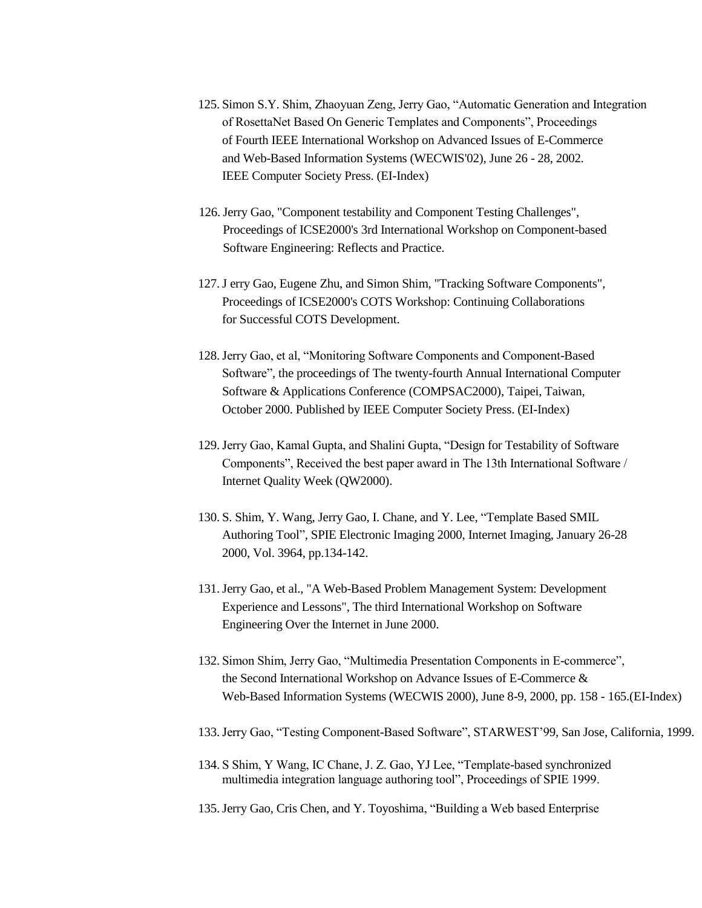125. Simon S.Y. Shim, Zhaoyuan Zeng, Jerry Gao, “Automatic Generation and Integration of RosettaNet Based On Generic Templates and Components”, Proceedings of Fourth IEEE International Workshop on Advanced Issues of E-Commerce and Web-Based Information Systems (WECWIS'02), June 26 - 28, 2002. IEEE Computer Society Press. (EI-Index)

126. Jerry Gao, "Component testability and Component Testing Challenges", Proceedings of ICSE2000's 3rd International Workshop on Component-based Software Engineering: Reflects and Practice.

127. J erry Gao, Eugene Zhu, and Simon Shim, "Tracking Software Components", Proceedings of ICSE2000's COTS Workshop: Continuing Collaborations for Successful COTS Development.

128. Jerry Gao, et al, “Monitoring Software Components and Component-Based Software”, the proceedings of The twenty-fourth Annual International Computer Software & Applications Conference (COMPSAC2000), Taipei, Taiwan, October 2000. Published by IEEE Computer Society Press. (EI-Index)

129. Jerry Gao, Kamal Gupta, and Shalini Gupta, “Design for Testability of Software Components”, Received the best paper award in The 13th International Software / Internet Quality Week (QW2000).

130. S. Shim, Y. Wang, Jerry Gao, I. Chane, and Y. Lee, “Template Based SMIL Authoring Tool”, SPIE Electronic Imaging 2000, Internet Imaging, January 26-28 2000, Vol. 3964, pp.134-142.

131. Jerry Gao, et al., "A Web-Based Problem Management System: Development Experience and Lessons", The third International Workshop on Software Engineering Over the Internet in June 2000.

132. Simon Shim, Jerry Gao, “Multimedia Presentation Components in E-commerce”, the Second International Workshop on Advance Issues of E-Commerce & Web-Based Information Systems (WECWIS 2000), June 8-9, 2000, pp. 158 - 165.(EI-Index)

133. Jerry Gao, “Testing Component-Based Software”, STARWEST’99, San Jose, California, 1999.

134. S Shim, Y Wang, IC Chane, J. Z. Gao, YJ Lee, “Template-based synchronized multimedia integration language authoring tool”, Proceedings of SPIE 1999.

135. Jerry Gao, Cris Chen, and Y. Toyoshima, “Building a Web based Enterprise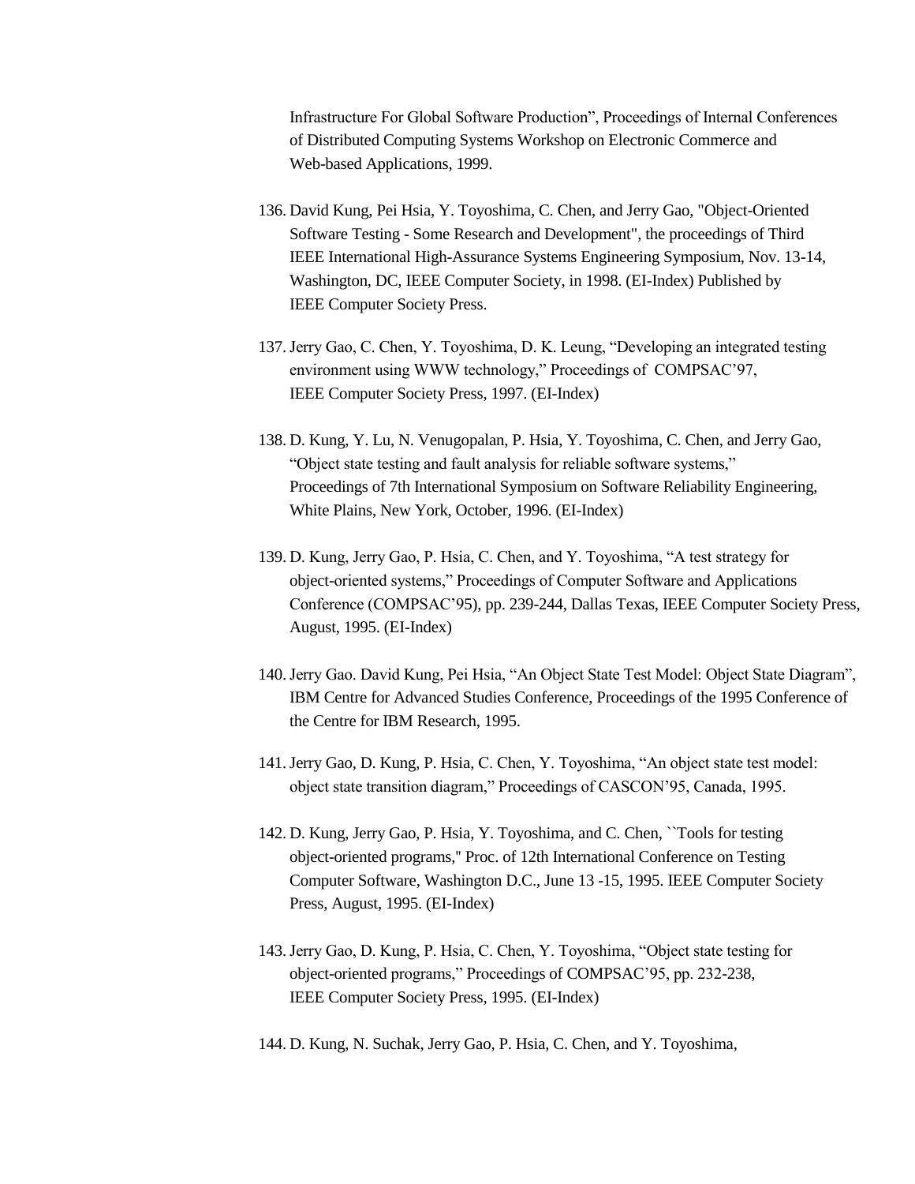Infrastructure For Global Software Production", Proceedings of Internal Conferences of Distributed Computing Systems Workshop on Electronic Commerce and Web-based Applications, 1999.

136. David Kung, Pei Hsia, Y. Toyoshima, C. Chen, and Jerry Gao, "Object-Oriented Software Testing - Some Research and Development", the proceedings of Third IEEE International High-Assurance Systems Engineering Symposium, Nov. 13-14, Washington, DC, IEEE Computer Society, in 1998. (EI-Index) Published by IEEE Computer Society Press.

137. Jerry Gao, C. Chen, Y. Toyoshima, D. K. Leung, "Developing an integrated testing environment using WWW technology," Proceedings of COMPSAC'97, IEEE Computer Society Press, 1997. (EI-Index)

138. D. Kung, Y. Lu, N. Venugopalan, P. Hsia, Y. Toyoshima, C. Chen, and Jerry Gao, "Object state testing and fault analysis for reliable software systems," Proceedings of 7th International Symposium on Software Reliability Engineering, White Plains, New York, October, 1996. (EI-Index)

139. D. Kung, Jerry Gao, P. Hsia, C. Chen, and Y. Toyoshima, "A test strategy for object-oriented systems," Proceedings of Computer Software and Applications Conference (COMPSAC'95), pp. 239-244, Dallas Texas, IEEE Computer Society Press, August, 1995. (EI-Index)

140. Jerry Gao. David Kung, Pei Hsia, "An Object State Test Model: Object State Diagram", IBM Centre for Advanced Studies Conference, Proceedings of the 1995 Conference of the Centre for IBM Research, 1995.

141. Jerry Gao, D. Kung, P. Hsia, C. Chen, Y. Toyoshima, "An object state test model: object state transition diagram," Proceedings of CASCON'95, Canada, 1995.

142. D. Kung, Jerry Gao, P. Hsia, Y. Toyoshima, and C. Chen, ``Tools for testing object-oriented programs,'' Proc. of 12th International Conference on Testing Computer Software, Washington D.C., June 13 -15, 1995. IEEE Computer Society Press, August, 1995. (EI-Index)

143. Jerry Gao, D. Kung, P. Hsia, C. Chen, Y. Toyoshima, "Object state testing for object-oriented programs," Proceedings of COMPSAC'95, pp. 232-238, IEEE Computer Society Press, 1995. (EI-Index)

144. D. Kung, N. Suchak, Jerry Gao, P. Hsia, C. Chen, and Y. Toyoshima,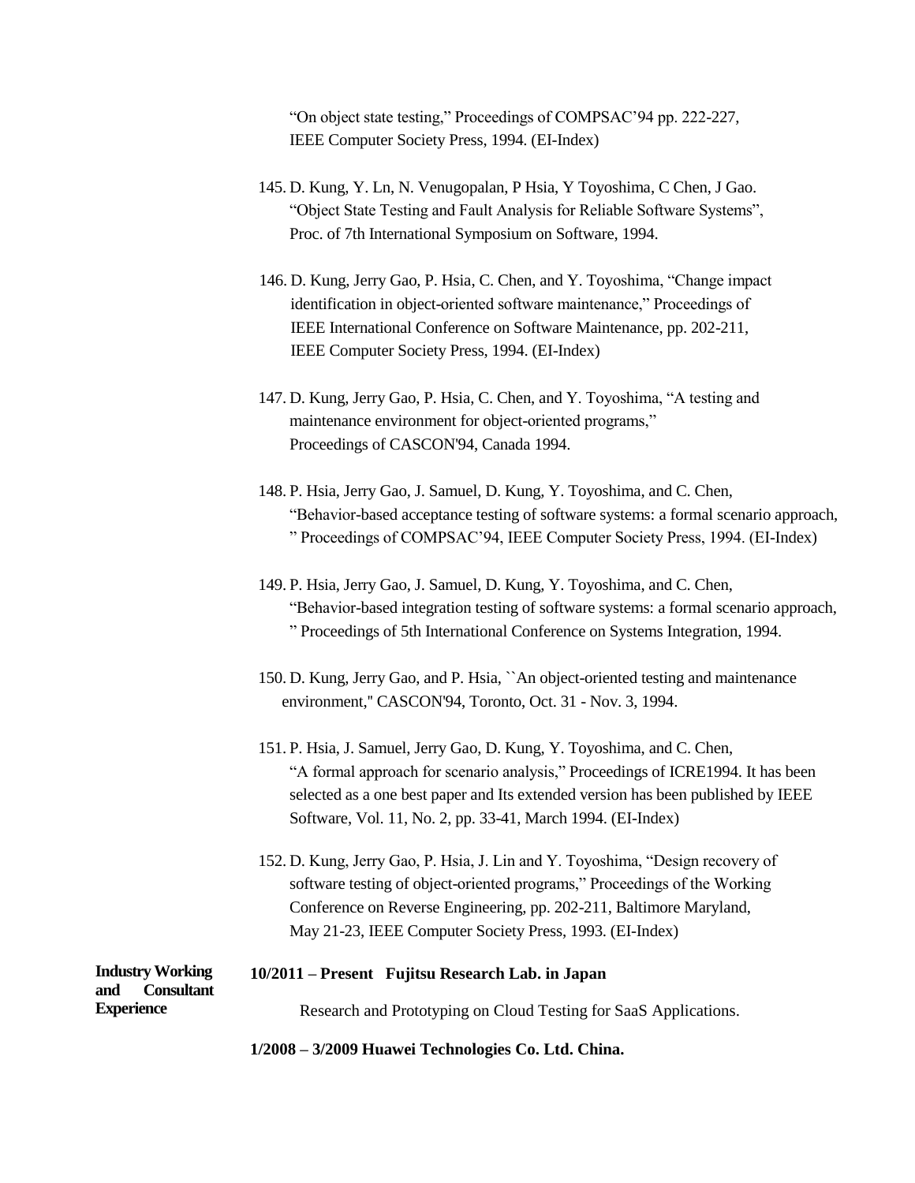"On object state testing," Proceedings of COMPSAC'94 pp. 222-227, IEEE Computer Society Press, 1994. (EI-Index)

145. D. Kung, Y. Ln, N. Venugopalan, P Hsia, Y Toyoshima, C Chen, J Gao. "Object State Testing and Fault Analysis for Reliable Software Systems", Proc. of 7th International Symposium on Software, 1994.

146. D. Kung, Jerry Gao, P. Hsia, C. Chen, and Y. Toyoshima, "Change impact identification in object-oriented software maintenance," Proceedings of IEEE International Conference on Software Maintenance, pp. 202-211, IEEE Computer Society Press, 1994. (EI-Index)

147. D. Kung, Jerry Gao, P. Hsia, C. Chen, and Y. Toyoshima, "A testing and maintenance environment for object-oriented programs," Proceedings of CASCON'94, Canada 1994.

148. P. Hsia, Jerry Gao, J. Samuel, D. Kung, Y. Toyoshima, and C. Chen, "Behavior-based acceptance testing of software systems: a formal scenario approach, " Proceedings of COMPSAC'94, IEEE Computer Society Press, 1994. (EI-Index)

149. P. Hsia, Jerry Gao, J. Samuel, D. Kung, Y. Toyoshima, and C. Chen, "Behavior-based integration testing of software systems: a formal scenario approach, " Proceedings of 5th International Conference on Systems Integration, 1994.

150. D. Kung, Jerry Gao, and P. Hsia, ``An object-oriented testing and maintenance environment,'' CASCON'94, Toronto, Oct. 31 - Nov. 3, 1994.

151. P. Hsia, J. Samuel, Jerry Gao, D. Kung, Y. Toyoshima, and C. Chen, "A formal approach for scenario analysis," Proceedings of ICRE1994. It has been selected as a one best paper and Its extended version has been published by IEEE Software, Vol. 11, No. 2, pp. 33-41, March 1994. (EI-Index)

152. D. Kung, Jerry Gao, P. Hsia, J. Lin and Y. Toyoshima, "Design recovery of software testing of object-oriented programs," Proceedings of the Working Conference on Reverse Engineering, pp. 202-211, Baltimore Maryland, May 21-23, IEEE Computer Society Press, 1993. (EI-Index)

**Industry Working and Consultant Experience**

**10/2011 – Present Fujitsu Research Lab. in Japan**

Research and Prototyping on Cloud Testing for SaaS Applications.

**1/2008 – 3/2009 Huawei Technologies Co. Ltd. China.**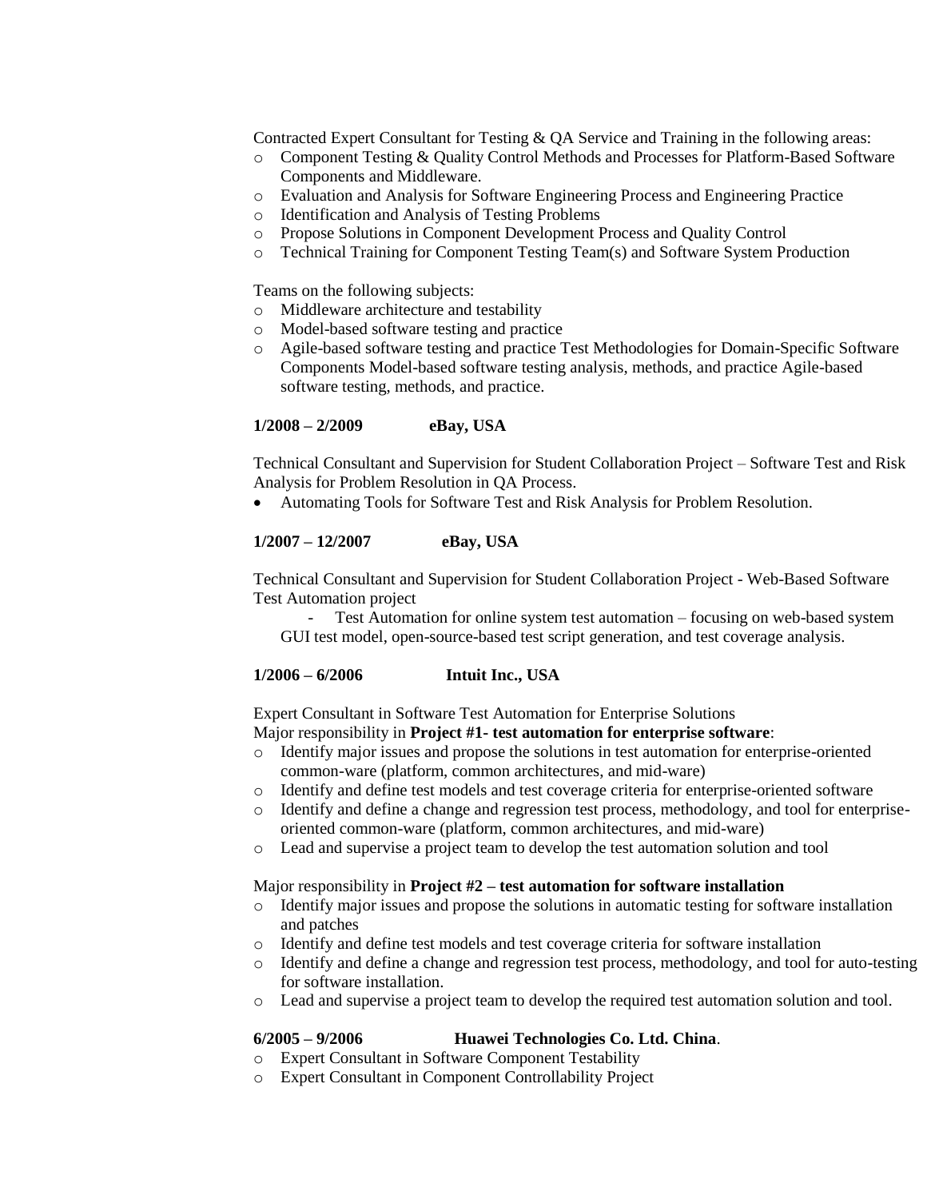Contracted Expert Consultant for Testing & QA Service and Training in the following areas:

- Component Testing & Quality Control Methods and Processes for Platform-Based Software Components and Middleware.
- Evaluation and Analysis for Software Engineering Process and Engineering Practice
- Identification and Analysis of Testing Problems
- Propose Solutions in Component Development Process and Quality Control
- Technical Training for Component Testing Team(s) and Software System Production

Teams on the following subjects:

- Middleware architecture and testability
- Model-based software testing and practice
- Agile-based software testing and practice Test Methodologies for Domain-Specific Software Components Model-based software testing analysis, methods, and practice Agile-based software testing, methods, and practice.

**1/2008 – 2/2009 eBay, USA**

Technical Consultant and Supervision for Student Collaboration Project – Software Test and Risk Analysis for Problem Resolution in QA Process.

- Automating Tools for Software Test and Risk Analysis for Problem Resolution.

**1/2007 – 12/2007 eBay, USA**

Technical Consultant and Supervision for Student Collaboration Project - Web-Based Software Test Automation project

- Test Automation for online system test automation – focusing on web-based system GUI test model, open-source-based test script generation, and test coverage analysis.

**1/2006 – 6/2006 Intuit Inc., USA**

Expert Consultant in Software Test Automation for Enterprise Solutions

Major responsibility in **Project #1- test automation for enterprise software**:

- Identify major issues and propose the solutions in test automation for enterprise-oriented common-ware (platform, common architectures, and mid-ware)
- Identify and define test models and test coverage criteria for enterprise-oriented software
- Identify and define a change and regression test process, methodology, and tool for enterprise-oriented common-ware (platform, common architectures, and mid-ware)
- Lead and supervise a project team to develop the test automation solution and tool

Major responsibility in **Project #2 – test automation for software installation**

- Identify major issues and propose the solutions in automatic testing for software installation and patches
- Identify and define test models and test coverage criteria for software installation
- Identify and define a change and regression test process, methodology, and tool for auto-testing for software installation.
- Lead and supervise a project team to develop the required test automation solution and tool.

**6/2005 – 9/2006 Huawei Technologies Co. Ltd. China**.

- Expert Consultant in Software Component Testability
- Expert Consultant in Component Controllability Project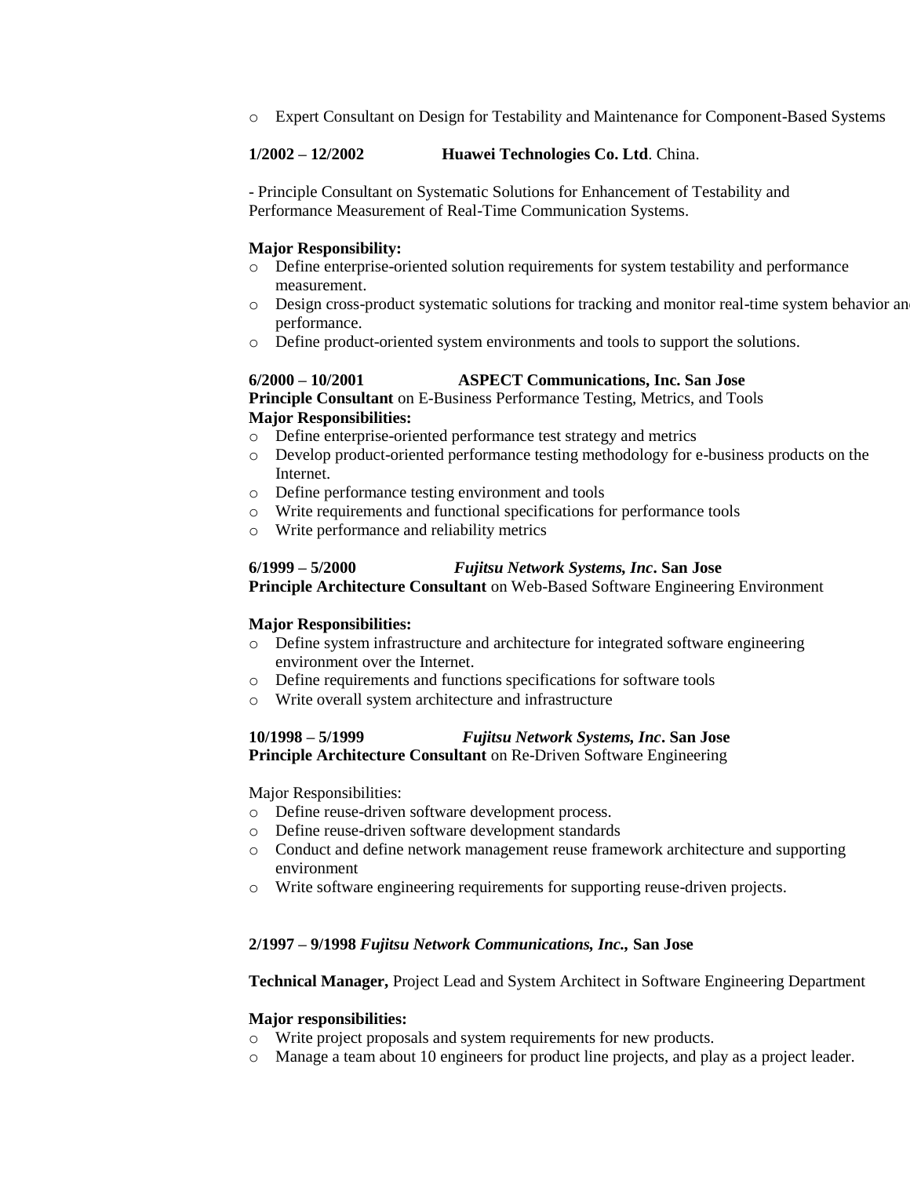- Expert Consultant on Design for Testability and Maintenance for Component-Based Systems

**1/2002 – 12/2002** **Huawei Technologies Co. Ltd**. China.

- Principle Consultant on Systematic Solutions for Enhancement of Testability and Performance Measurement of Real-Time Communication Systems.

**Major Responsibility:**

- Define enterprise-oriented solution requirements for system testability and performance measurement.
- Design cross-product systematic solutions for tracking and monitor real-time system behavior and performance.
- Define product-oriented system environments and tools to support the solutions.

**6/2000 – 10/2001** **ASPECT Communications, Inc. San Jose**
**Principle Consultant** on E-Business Performance Testing, Metrics, and Tools
**Major Responsibilities:**

- Define enterprise-oriented performance test strategy and metrics
- Develop product-oriented performance testing methodology for e-business products on the Internet.
- Define performance testing environment and tools
- Write requirements and functional specifications for performance tools
- Write performance and reliability metrics

**6/1999 – 5/2000** ***Fujitsu Network Systems, Inc*. San Jose**
**Principle Architecture Consultant** on Web-Based Software Engineering Environment

**Major Responsibilities:**

- Define system infrastructure and architecture for integrated software engineering environment over the Internet.
- Define requirements and functions specifications for software tools
- Write overall system architecture and infrastructure

**10/1998 – 5/1999** ***Fujitsu Network Systems, Inc*. San Jose**
**Principle Architecture Consultant** on Re-Driven Software Engineering

Major Responsibilities:

- Define reuse-driven software development process.
- Define reuse-driven software development standards
- Conduct and define network management reuse framework architecture and supporting environment
- Write software engineering requirements for supporting reuse-driven projects.

**2/1997 – 9/1998 *Fujitsu Network Communications, Inc.,* San Jose**

**Technical Manager,** Project Lead and System Architect in Software Engineering Department

**Major responsibilities:**

- Write project proposals and system requirements for new products.
- Manage a team about 10 engineers for product line projects, and play as a project leader.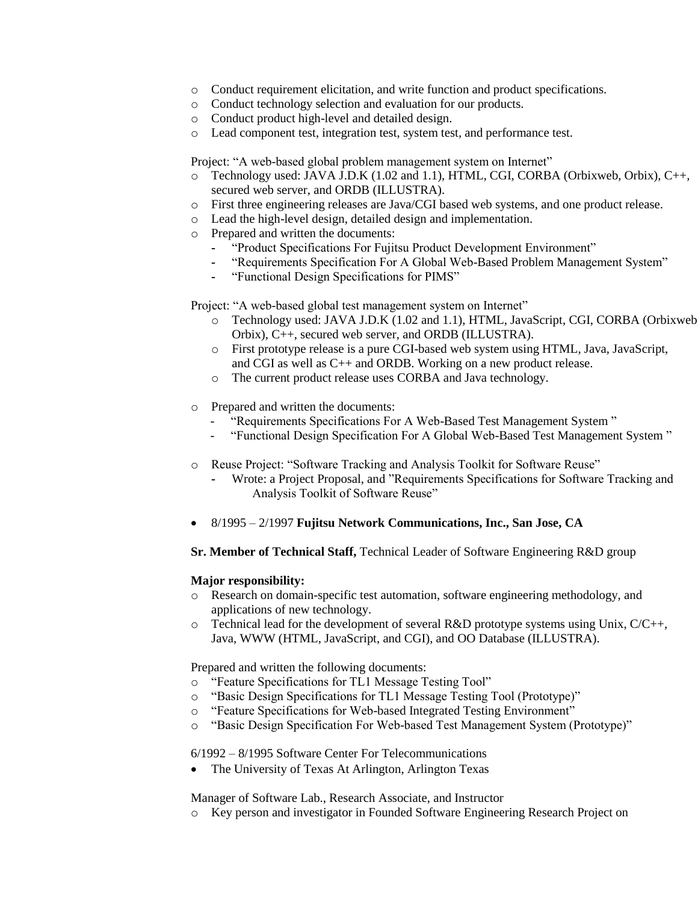- Conduct requirement elicitation, and write function and product specifications.
- Conduct technology selection and evaluation for our products.
- Conduct product high-level and detailed design.
- Lead component test, integration test, system test, and performance test.

Project: "A web-based global problem management system on Internet"

- Technology used: JAVA J.D.K (1.02 and 1.1), HTML, CGI, CORBA (Orbixweb, Orbix), C++, secured web server, and ORDB (ILLUSTRA).
- First three engineering releases are Java/CGI based web systems, and one product release.
- Lead the high-level design, detailed design and implementation.
- Prepared and written the documents:
  - "Product Specifications For Fujitsu Product Development Environment"
  - "Requirements Specification For A Global Web-Based Problem Management System"
  - "Functional Design Specifications for PIMS"

Project: "A web-based global test management system on Internet"

- Technology used: JAVA J.D.K (1.02 and 1.1), HTML, JavaScript, CGI, CORBA (Orbixweb Orbix), C++, secured web server, and ORDB (ILLUSTRA).
- First prototype release is a pure CGI-based web system using HTML, Java, JavaScript, and CGI as well as C++ and ORDB. Working on a new product release.
- The current product release uses CORBA and Java technology.

- Prepared and written the documents:
  - "Requirements Specifications For A Web-Based Test Management System "
  - "Functional Design Specification For A Global Web-Based Test Management System "

- Reuse Project: "Software Tracking and Analysis Toolkit for Software Reuse"
  - Wrote: a Project Proposal, and "Requirements Specifications for Software Tracking and Analysis Toolkit of Software Reuse"

- 8/1995 – 2/1997 **Fujitsu Network Communications, Inc., San Jose, CA**

**Sr. Member of Technical Staff,** Technical Leader of Software Engineering R&D group

**Major responsibility:**

- Research on domain-specific test automation, software engineering methodology, and applications of new technology.
- Technical lead for the development of several R&D prototype systems using Unix, C/C++, Java, WWW (HTML, JavaScript, and CGI), and OO Database (ILLUSTRA).

Prepared and written the following documents:

- "Feature Specifications for TL1 Message Testing Tool"
- "Basic Design Specifications for TL1 Message Testing Tool (Prototype)"
- "Feature Specifications for Web-based Integrated Testing Environment"
- "Basic Design Specification For Web-based Test Management System (Prototype)"

6/1992 – 8/1995 Software Center For Telecommunications

- The University of Texas At Arlington, Arlington Texas

Manager of Software Lab., Research Associate, and Instructor

- Key person and investigator in Founded Software Engineering Research Project on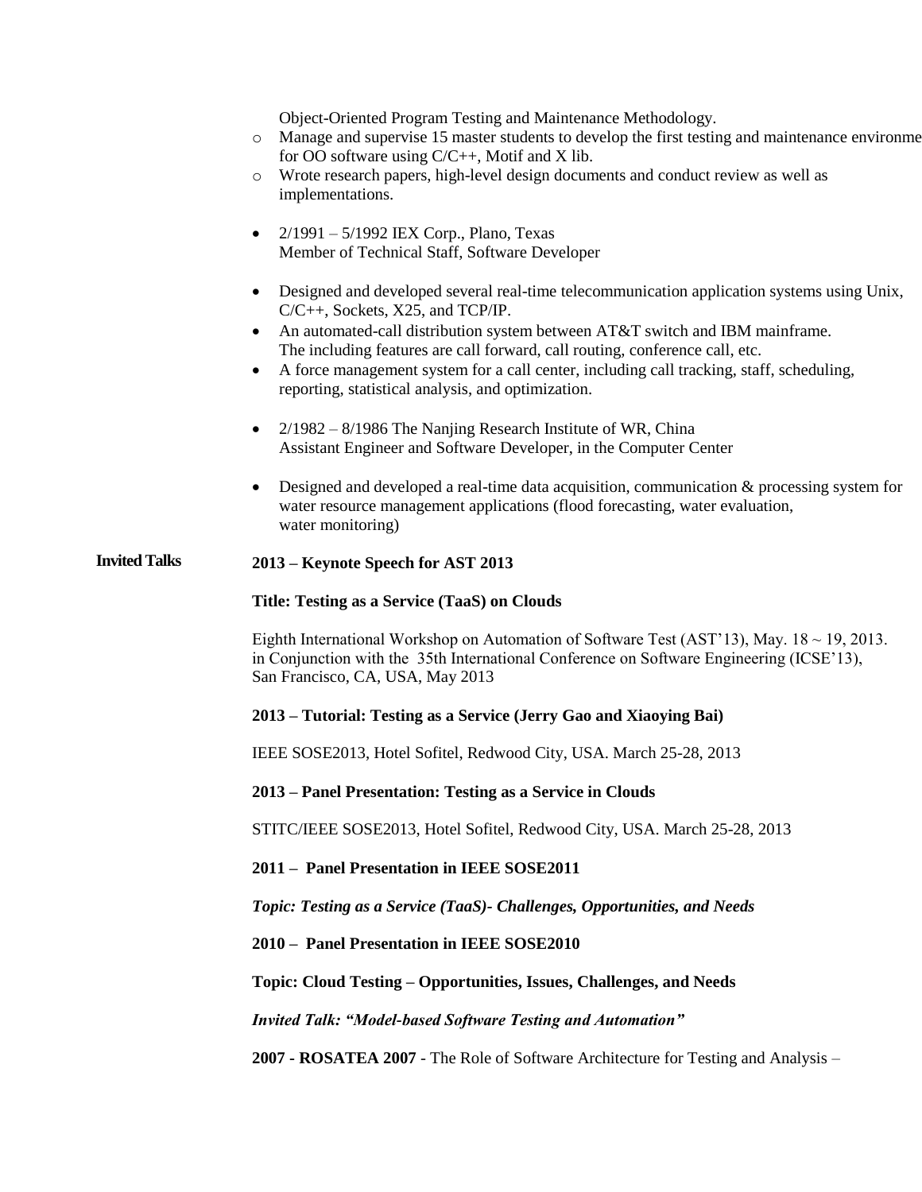Object-Oriented Program Testing and Maintenance Methodology.

- Manage and supervise 15 master students to develop the first testing and maintenance environme for OO software using C/C++, Motif and X lib.
- Wrote research papers, high-level design documents and conduct review as well as implementations.

- 2/1991 – 5/1992 IEX Corp., Plano, Texas
  Member of Technical Staff, Software Developer

- Designed and developed several real-time telecommunication application systems using Unix, C/C++, Sockets, X25, and TCP/IP.
- An automated-call distribution system between AT&T switch and IBM mainframe. The including features are call forward, call routing, conference call, etc.
- A force management system for a call center, including call tracking, staff, scheduling, reporting, statistical analysis, and optimization.

- 2/1982 – 8/1986 The Nanjing Research Institute of WR, China
  Assistant Engineer and Software Developer, in the Computer Center

- Designed and developed a real-time data acquisition, communication & processing system for water resource management applications (flood forecasting, water evaluation, water monitoring)

## Invited Talks

**2013 – Keynote Speech for AST 2013**

**Title: Testing as a Service (TaaS) on Clouds**

Eighth International Workshop on Automation of Software Test (AST'13), May. 18 ~ 19, 2013. in Conjunction with the 35th International Conference on Software Engineering (ICSE'13), San Francisco, CA, USA, May 2013

**2013 – Tutorial: Testing as a Service (Jerry Gao and Xiaoying Bai)**

IEEE SOSE2013, Hotel Sofitel, Redwood City, USA. March 25-28, 2013

**2013 – Panel Presentation: Testing as a Service in Clouds**

STITC/IEEE SOSE2013, Hotel Sofitel, Redwood City, USA. March 25-28, 2013

**2011 – Panel Presentation in IEEE SOSE2011**

***Topic: Testing as a Service (TaaS)- Challenges, Opportunities, and Needs***

**2010 – Panel Presentation in IEEE SOSE2010**

**Topic: Cloud Testing – Opportunities, Issues, Challenges, and Needs**

***Invited Talk: "Model-based Software Testing and Automation"***

**2007 - ROSATEA 2007** - The Role of Software Architecture for Testing and Analysis –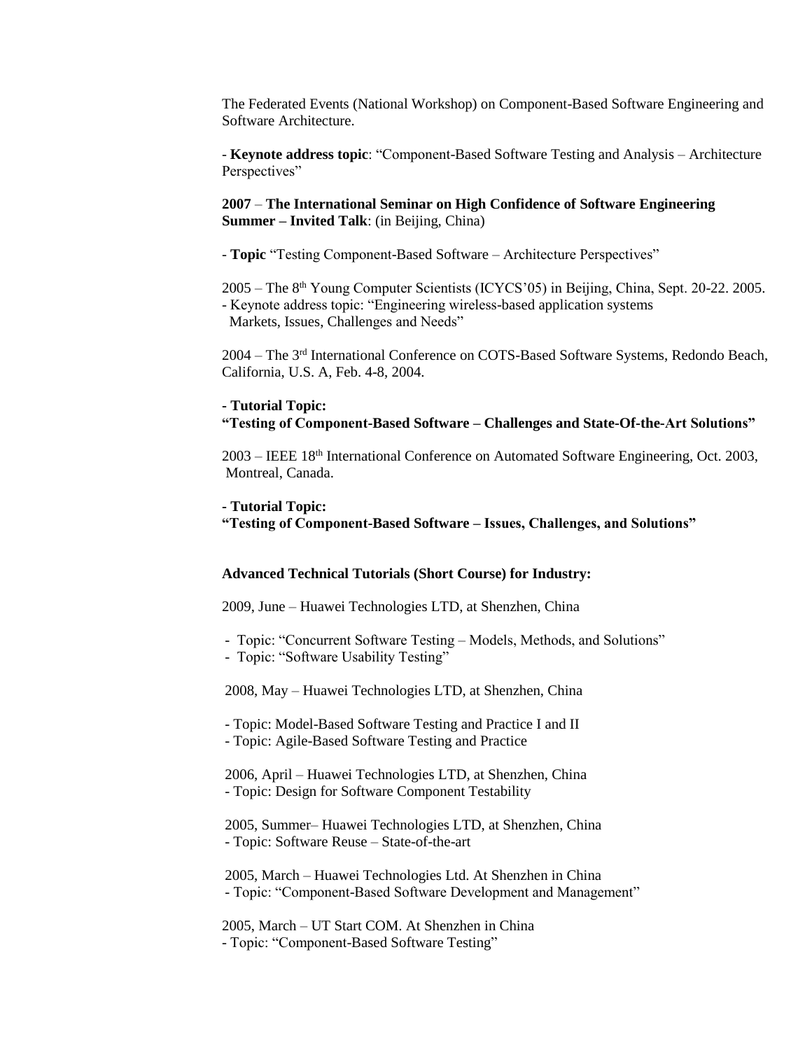The Federated Events (National Workshop) on Component-Based Software Engineering and Software Architecture.

- **Keynote address topic**: "Component-Based Software Testing and Analysis – Architecture Perspectives"

**2007** – **The International Seminar on High Confidence of Software Engineering Summer – Invited Talk**: (in Beijing, China)

- **Topic** "Testing Component-Based Software – Architecture Perspectives"

2005 – The 8th Young Computer Scientists (ICYCS'05) in Beijing, China, Sept. 20-22. 2005.
- Keynote address topic: "Engineering wireless-based application systems Markets, Issues, Challenges and Needs"

2004 – The 3rd International Conference on COTS-Based Software Systems, Redondo Beach, California, U.S. A, Feb. 4-8, 2004.

- **Tutorial Topic:**
**"Testing of Component-Based Software – Challenges and State-Of-the-Art Solutions"**

2003 – IEEE 18th International Conference on Automated Software Engineering, Oct. 2003, Montreal, Canada.

- **Tutorial Topic:**
**"Testing of Component-Based Software – Issues, Challenges, and Solutions"**

**Advanced Technical Tutorials (Short Course) for Industry:**

2009, June – Huawei Technologies LTD, at Shenzhen, China

- Topic: "Concurrent Software Testing – Models, Methods, and Solutions"
- Topic: "Software Usability Testing"

2008, May – Huawei Technologies LTD, at Shenzhen, China

- Topic: Model-Based Software Testing and Practice I and II
- Topic: Agile-Based Software Testing and Practice

2006, April – Huawei Technologies LTD, at Shenzhen, China
- Topic: Design for Software Component Testability

2005, Summer– Huawei Technologies LTD, at Shenzhen, China
- Topic: Software Reuse – State-of-the-art

2005, March – Huawei Technologies Ltd. At Shenzhen in China
- Topic: "Component-Based Software Development and Management"

2005, March – UT Start COM. At Shenzhen in China
- Topic: "Component-Based Software Testing"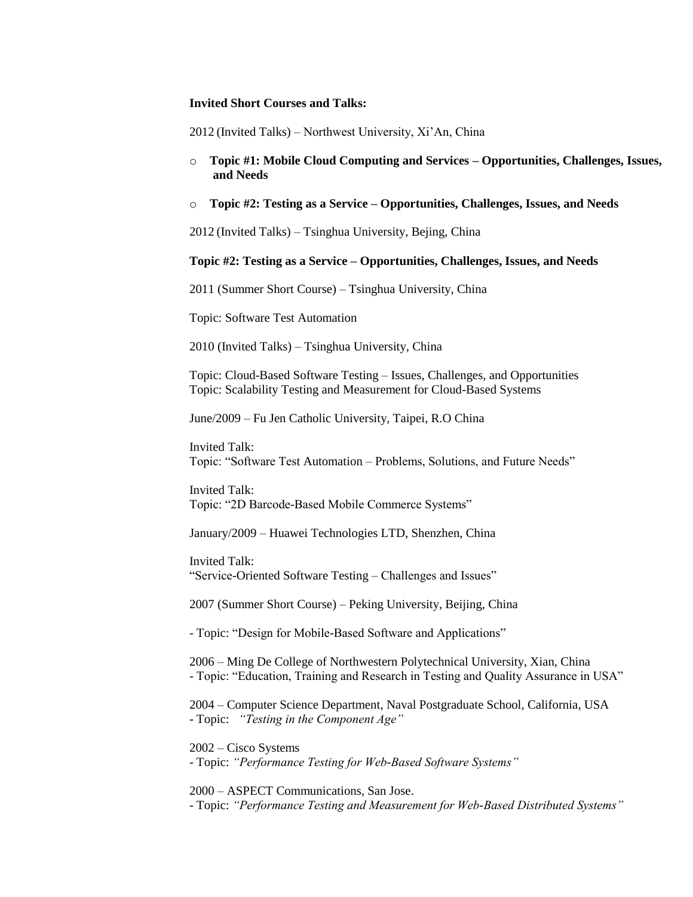**Invited Short Courses and Talks:**

2012 (Invited Talks) – Northwest University, Xi'An, China

- **Topic #1: Mobile Cloud Computing and Services – Opportunities, Challenges, Issues, and Needs**
- **Topic #2: Testing as a Service – Opportunities, Challenges, Issues, and Needs**

2012 (Invited Talks) – Tsinghua University, Bejing, China

**Topic #2: Testing as a Service – Opportunities, Challenges, Issues, and Needs**

2011 (Summer Short Course) – Tsinghua University, China

Topic: Software Test Automation

2010 (Invited Talks) – Tsinghua University, China

Topic: Cloud-Based Software Testing – Issues, Challenges, and Opportunities
Topic: Scalability Testing and Measurement for Cloud-Based Systems

June/2009 – Fu Jen Catholic University, Taipei, R.O China

Invited Talk:
Topic: "Software Test Automation – Problems, Solutions, and Future Needs"

Invited Talk:
Topic: "2D Barcode-Based Mobile Commerce Systems"

January/2009 – Huawei Technologies LTD, Shenzhen, China

Invited Talk:
"Service-Oriented Software Testing – Challenges and Issues"

2007 (Summer Short Course) – Peking University, Beijing, China

- Topic: "Design for Mobile-Based Software and Applications"

2006 – Ming De College of Northwestern Polytechnical University, Xian, China
- Topic: "Education, Training and Research in Testing and Quality Assurance in USA"

2004 – Computer Science Department, Naval Postgraduate School, California, USA
- Topic: *"Testing in the Component Age"*

2002 – Cisco Systems
- Topic: *"Performance Testing for Web-Based Software Systems"*

2000 – ASPECT Communications, San Jose.
- Topic: *"Performance Testing and Measurement for Web-Based Distributed Systems"*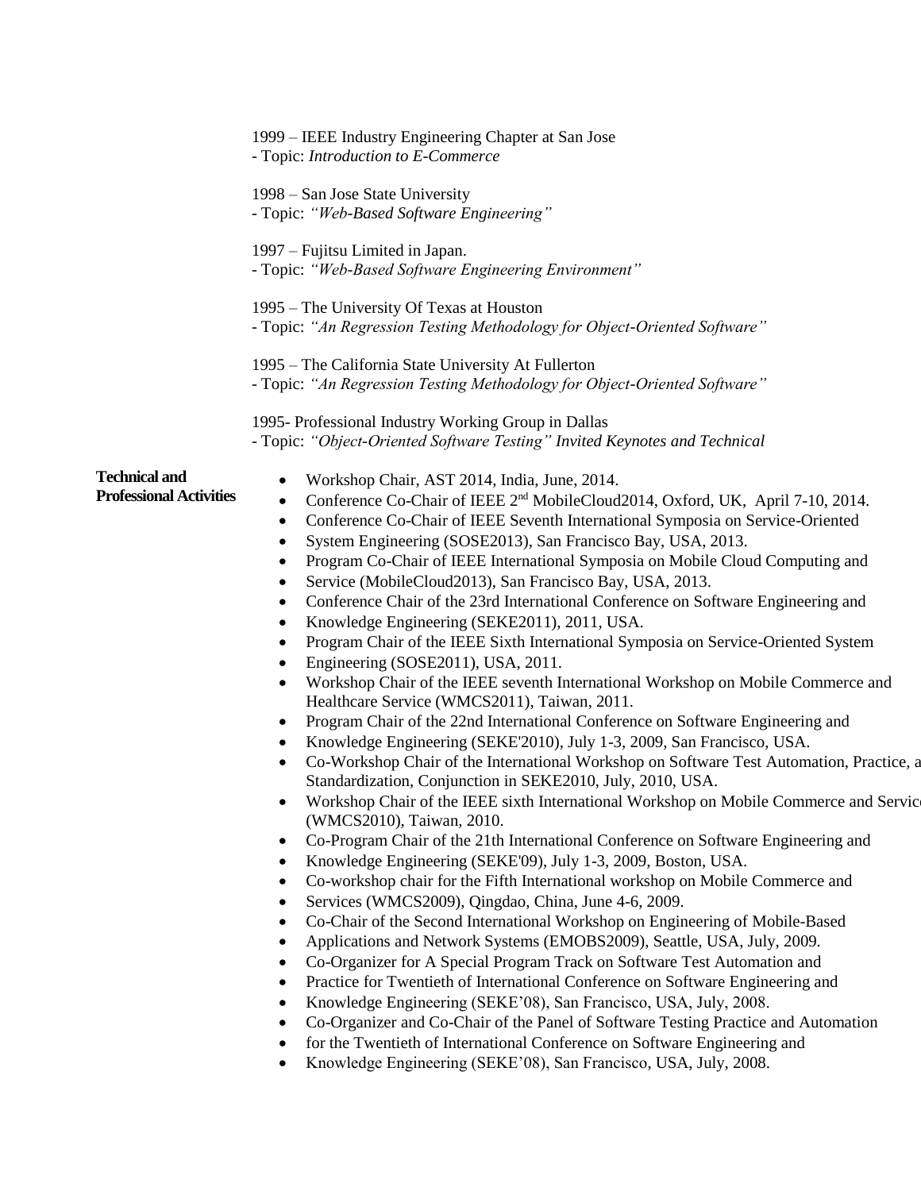1999 – IEEE Industry Engineering Chapter at San Jose
- Topic: *Introduction to E-Commerce*

1998 – San Jose State University
- Topic: *"Web-Based Software Engineering"*

1997 – Fujitsu Limited in Japan.
- Topic: *"Web-Based Software Engineering Environment"*

1995 – The University Of Texas at Houston
- Topic: *"An Regression Testing Methodology for Object-Oriented Software"*

1995 – The California State University At Fullerton
- Topic: *"An Regression Testing Methodology for Object-Oriented Software"*

1995- Professional Industry Working Group in Dallas
- Topic: *"Object-Oriented Software Testing" Invited Keynotes and Technical*

**Technical and Professional Activities**

- Workshop Chair, AST 2014, India, June, 2014.
- Conference Co-Chair of IEEE 2nd MobileCloud2014, Oxford, UK, April 7-10, 2014.
- Conference Co-Chair of IEEE Seventh International Symposia on Service-Oriented
- System Engineering (SOSE2013), San Francisco Bay, USA, 2013.
- Program Co-Chair of IEEE International Symposia on Mobile Cloud Computing and
- Service (MobileCloud2013), San Francisco Bay, USA, 2013.
- Conference Chair of the 23rd International Conference on Software Engineering and
- Knowledge Engineering (SEKE2011), 2011, USA.
- Program Chair of the IEEE Sixth International Symposia on Service-Oriented System
- Engineering (SOSE2011), USA, 2011.
- Workshop Chair of the IEEE seventh International Workshop on Mobile Commerce and Healthcare Service (WMCS2011), Taiwan, 2011.
- Program Chair of the 22nd International Conference on Software Engineering and
- Knowledge Engineering (SEKE'2010), July 1-3, 2009, San Francisco, USA.
- Co-Workshop Chair of the International Workshop on Software Test Automation, Practice, a Standardization, Conjunction in SEKE2010, July, 2010, USA.
- Workshop Chair of the IEEE sixth International Workshop on Mobile Commerce and Servic (WMCS2010), Taiwan, 2010.
- Co-Program Chair of the 21th International Conference on Software Engineering and
- Knowledge Engineering (SEKE'09), July 1-3, 2009, Boston, USA.
- Co-workshop chair for the Fifth International workshop on Mobile Commerce and
- Services (WMCS2009), Qingdao, China, June 4-6, 2009.
- Co-Chair of the Second International Workshop on Engineering of Mobile-Based
- Applications and Network Systems (EMOBS2009), Seattle, USA, July, 2009.
- Co-Organizer for A Special Program Track on Software Test Automation and
- Practice for Twentieth of International Conference on Software Engineering and
- Knowledge Engineering (SEKE'08), San Francisco, USA, July, 2008.
- Co-Organizer and Co-Chair of the Panel of Software Testing Practice and Automation
- for the Twentieth of International Conference on Software Engineering and
- Knowledge Engineering (SEKE'08), San Francisco, USA, July, 2008.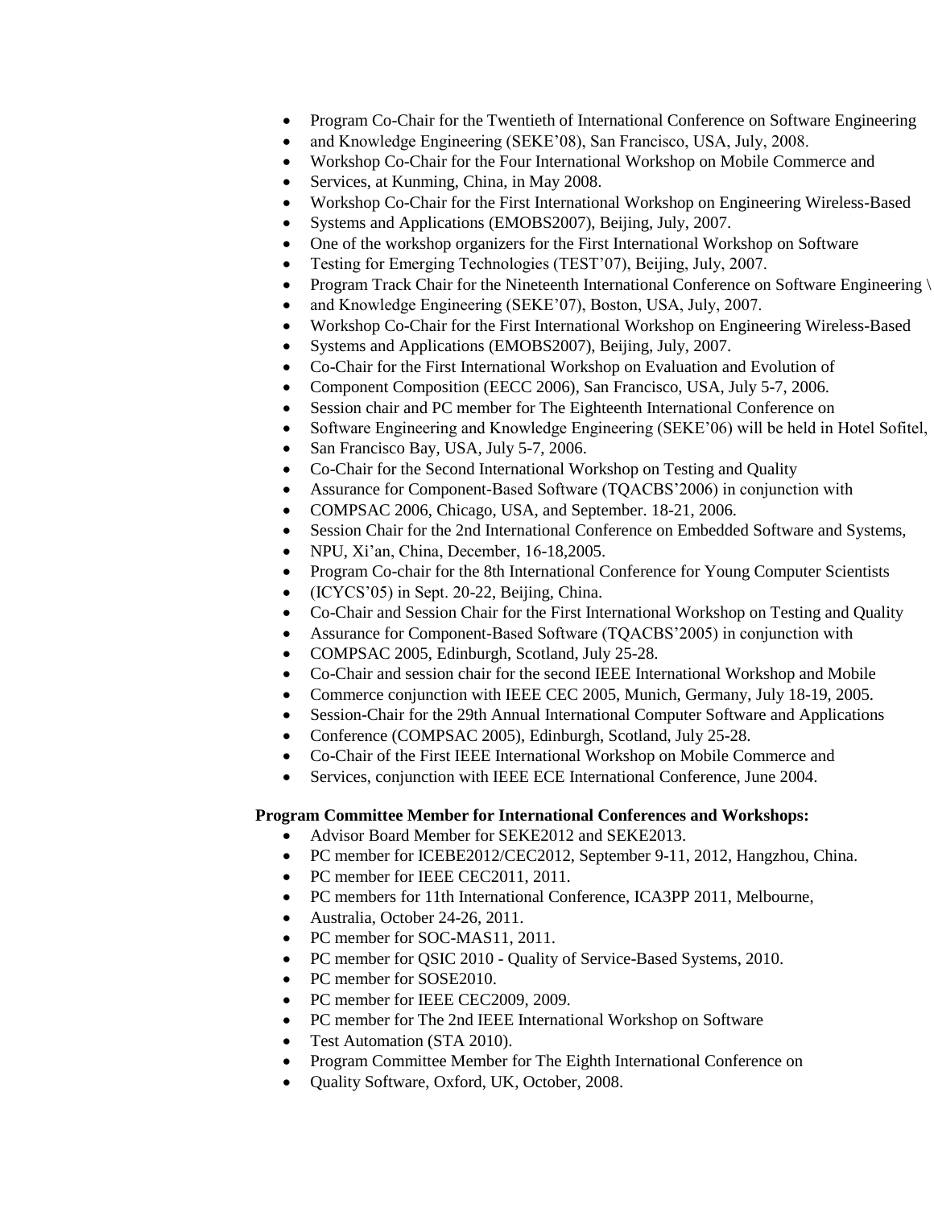- Program Co-Chair for the Twentieth of International Conference on Software Engineering
- and Knowledge Engineering (SEKE'08), San Francisco, USA, July, 2008.
- Workshop Co-Chair for the Four International Workshop on Mobile Commerce and
- Services, at Kunming, China, in May 2008.
- Workshop Co-Chair for the First International Workshop on Engineering Wireless-Based
- Systems and Applications (EMOBS2007), Beijing, July, 2007.
- One of the workshop organizers for the First International Workshop on Software
- Testing for Emerging Technologies (TEST'07), Beijing, July, 2007.
- Program Track Chair for the Nineteenth International Conference on Software Engineering \
- and Knowledge Engineering (SEKE'07), Boston, USA, July, 2007.
- Workshop Co-Chair for the First International Workshop on Engineering Wireless-Based
- Systems and Applications (EMOBS2007), Beijing, July, 2007.
- Co-Chair for the First International Workshop on Evaluation and Evolution of
- Component Composition (EECC 2006), San Francisco, USA, July 5-7, 2006.
- Session chair and PC member for The Eighteenth International Conference on
- Software Engineering and Knowledge Engineering (SEKE'06) will be held in Hotel Sofitel,
- San Francisco Bay, USA, July 5-7, 2006.
- Co-Chair for the Second International Workshop on Testing and Quality
- Assurance for Component-Based Software (TQACBS'2006) in conjunction with
- COMPSAC 2006, Chicago, USA, and September. 18-21, 2006.
- Session Chair for the 2nd International Conference on Embedded Software and Systems,
- NPU, Xi'an, China, December, 16-18,2005.
- Program Co-chair for the 8th International Conference for Young Computer Scientists
- (ICYCS'05) in Sept. 20-22, Beijing, China.
- Co-Chair and Session Chair for the First International Workshop on Testing and Quality
- Assurance for Component-Based Software (TQACBS'2005) in conjunction with
- COMPSAC 2005, Edinburgh, Scotland, July 25-28.
- Co-Chair and session chair for the second IEEE International Workshop and Mobile
- Commerce conjunction with IEEE CEC 2005, Munich, Germany, July 18-19, 2005.
- Session-Chair for the 29th Annual International Computer Software and Applications
- Conference (COMPSAC 2005), Edinburgh, Scotland, July 25-28.
- Co-Chair of the First IEEE International Workshop on Mobile Commerce and
- Services, conjunction with IEEE ECE International Conference, June 2004.

**Program Committee Member for International Conferences and Workshops:**

- Advisor Board Member for SEKE2012 and SEKE2013.
- PC member for ICEBE2012/CEC2012, September 9-11, 2012, Hangzhou, China.
- PC member for IEEE CEC2011, 2011.
- PC members for 11th International Conference, ICA3PP 2011, Melbourne,
- Australia, October 24-26, 2011.
- PC member for SOC-MAS11, 2011.
- PC member for QSIC 2010 - Quality of Service-Based Systems, 2010.
- PC member for SOSE2010.
- PC member for IEEE CEC2009, 2009.
- PC member for The 2nd IEEE International Workshop on Software
- Test Automation (STA 2010).
- Program Committee Member for The Eighth International Conference on
- Quality Software, Oxford, UK, October, 2008.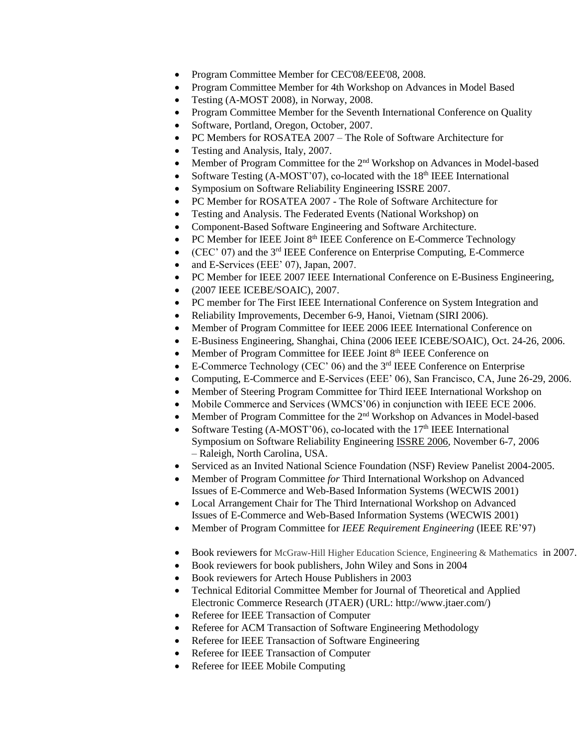- Program Committee Member for CEC'08/EEE'08, 2008.
- Program Committee Member for 4th Workshop on Advances in Model Based
- Testing (A-MOST 2008), in Norway, 2008.
- Program Committee Member for the Seventh International Conference on Quality
- Software, Portland, Oregon, October, 2007.
- PC Members for ROSATEA 2007 – The Role of Software Architecture for
- Testing and Analysis, Italy, 2007.
- Member of Program Committee for the 2nd Workshop on Advances in Model-based
- Software Testing (A-MOST'07), co-located with the 18th IEEE International
- Symposium on Software Reliability Engineering ISSRE 2007.
- PC Member for ROSATEA 2007 - The Role of Software Architecture for
- Testing and Analysis. The Federated Events (National Workshop) on
- Component-Based Software Engineering and Software Architecture.
- PC Member for IEEE Joint 8th IEEE Conference on E-Commerce Technology
- (CEC' 07) and the 3rd IEEE Conference on Enterprise Computing, E-Commerce
- and E-Services (EEE' 07), Japan, 2007.
- PC Member for IEEE 2007 IEEE International Conference on E-Business Engineering,
- (2007 IEEE ICEBE/SOAIC), 2007.
- PC member for The First IEEE International Conference on System Integration and
- Reliability Improvements, December 6-9, Hanoi, Vietnam (SIRI 2006).
- Member of Program Committee for IEEE 2006 IEEE International Conference on
- E-Business Engineering, Shanghai, China (2006 IEEE ICEBE/SOAIC), Oct. 24-26, 2006.
- Member of Program Committee for IEEE Joint 8th IEEE Conference on
- E-Commerce Technology (CEC' 06) and the 3rd IEEE Conference on Enterprise
- Computing, E-Commerce and E-Services (EEE' 06), San Francisco, CA, June 26-29, 2006.
- Member of Steering Program Committee for Third IEEE International Workshop on
- Mobile Commerce and Services (WMCS'06) in conjunction with IEEE ECE 2006.
- Member of Program Committee for the 2nd Workshop on Advances in Model-based
- Software Testing (A-MOST'06), co-located with the 17th IEEE International Symposium on Software Reliability Engineering ISSRE 2006, November 6-7, 2006 – Raleigh, North Carolina, USA.
- Serviced as an Invited National Science Foundation (NSF) Review Panelist 2004-2005.
- Member of Program Committee *for* Third International Workshop on Advanced Issues of E-Commerce and Web-Based Information Systems (WECWIS 2001)
- Local Arrangement Chair for The Third International Workshop on Advanced Issues of E-Commerce and Web-Based Information Systems (WECWIS 2001)
- Member of Program Committee for *IEEE Requirement Engineering* (IEEE RE'97)

- Book reviewers for McGraw-Hill Higher Education Science, Engineering & Mathematics in 2007.
- Book reviewers for book publishers, John Wiley and Sons in 2004
- Book reviewers for Artech House Publishers in 2003
- Technical Editorial Committee Member for Journal of Theoretical and Applied Electronic Commerce Research (JTAER) (URL: http://www.jtaer.com/)
- Referee for IEEE Transaction of Computer
- Referee for ACM Transaction of Software Engineering Methodology
- Referee for IEEE Transaction of Software Engineering
- Referee for IEEE Transaction of Computer
- Referee for IEEE Mobile Computing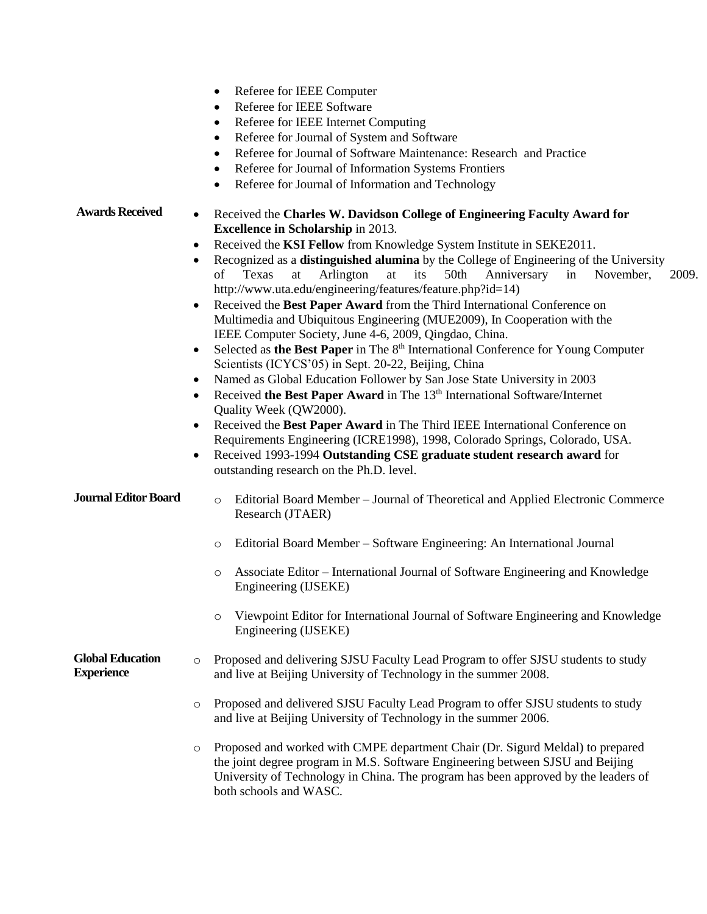- Referee for IEEE Computer
- Referee for IEEE Software
- Referee for IEEE Internet Computing
- Referee for Journal of System and Software
- Referee for Journal of Software Maintenance: Research and Practice
- Referee for Journal of Information Systems Frontiers
- Referee for Journal of Information and Technology

**Awards Received**

- Received the **Charles W. Davidson College of Engineering Faculty Award for Excellence in Scholarship** in 2013.
- Received the **KSI Fellow** from Knowledge System Institute in SEKE2011.
- Recognized as a **distinguished alumina** by the College of Engineering of the University of Texas at Arlington at its 50th Anniversary in November, 2009. http://www.uta.edu/engineering/features/feature.php?id=14)
- Received the **Best Paper Award** from the Third International Conference on Multimedia and Ubiquitous Engineering (MUE2009), In Cooperation with the IEEE Computer Society, June 4-6, 2009, Qingdao, China.
- Selected as **the Best Paper** in The 8th International Conference for Young Computer Scientists (ICYCS'05) in Sept. 20-22, Beijing, China
- Named as Global Education Follower by San Jose State University in 2003
- Received **the Best Paper Award** in The 13th International Software/Internet Quality Week (QW2000).
- Received the **Best Paper Award** in The Third IEEE International Conference on Requirements Engineering (ICRE1998), 1998, Colorado Springs, Colorado, USA.
- Received 1993-1994 **Outstanding CSE graduate student research award** for outstanding research on the Ph.D. level.

**Journal Editor Board**

- Editorial Board Member – Journal of Theoretical and Applied Electronic Commerce Research (JTAER)
- Editorial Board Member – Software Engineering: An International Journal
- Associate Editor – International Journal of Software Engineering and Knowledge Engineering (IJSEKE)
- Viewpoint Editor for International Journal of Software Engineering and Knowledge Engineering (IJSEKE)

**Global Education Experience**

- Proposed and delivering SJSU Faculty Lead Program to offer SJSU students to study and live at Beijing University of Technology in the summer 2008.
- Proposed and delivered SJSU Faculty Lead Program to offer SJSU students to study and live at Beijing University of Technology in the summer 2006.
- Proposed and worked with CMPE department Chair (Dr. Sigurd Meldal) to prepared the joint degree program in M.S. Software Engineering between SJSU and Beijing University of Technology in China. The program has been approved by the leaders of both schools and WASC.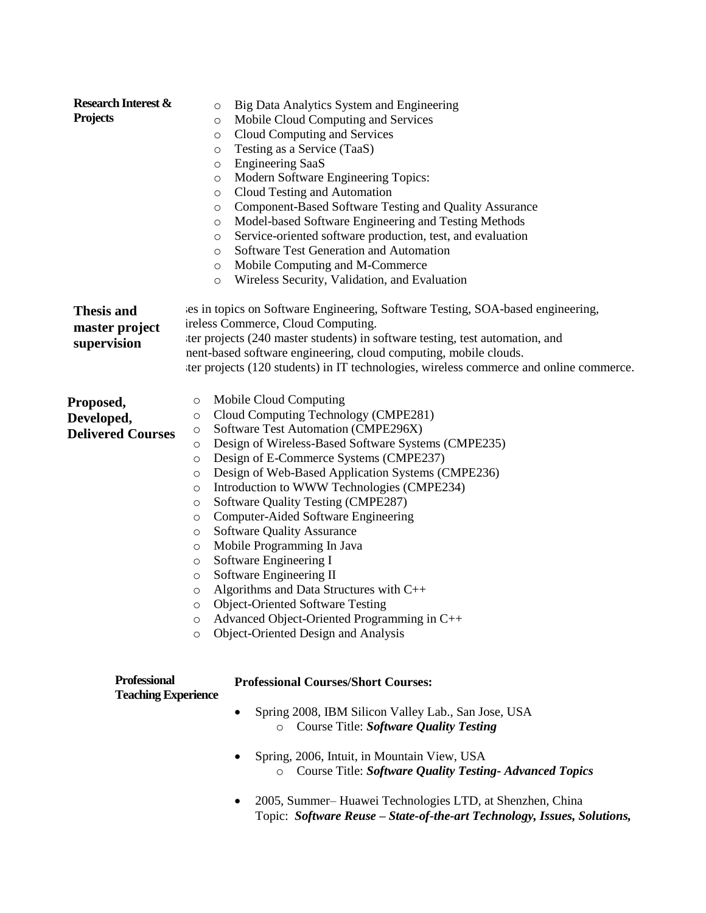**Research Interest & Projects**

- Big Data Analytics System and Engineering
- Mobile Cloud Computing and Services
- Cloud Computing and Services
- Testing as a Service (TaaS)
- Engineering SaaS
- Modern Software Engineering Topics:
- Cloud Testing and Automation
- Component-Based Software Testing and Quality Assurance
- Model-based Software Engineering and Testing Methods
- Service-oriented software production, test, and evaluation
- Software Test Generation and Automation
- Mobile Computing and M-Commerce
- Wireless Security, Validation, and Evaluation

**Thesis and master project supervision**

ses in topics on Software Engineering, Software Testing, SOA-based engineering, ireless Commerce, Cloud Computing.
ster projects (240 master students) in software testing, test automation, and nent-based software engineering, cloud computing, mobile clouds.
ster projects (120 students) in IT technologies, wireless commerce and online commerce.

**Proposed, Developed, Delivered Courses**

- Mobile Cloud Computing
- Cloud Computing Technology (CMPE281)
- Software Test Automation (CMPE296X)
- Design of Wireless-Based Software Systems (CMPE235)
- Design of E-Commerce Systems (CMPE237)
- Design of Web-Based Application Systems (CMPE236)
- Introduction to WWW Technologies (CMPE234)
- Software Quality Testing (CMPE287)
- Computer-Aided Software Engineering
- Software Quality Assurance
- Mobile Programming In Java
- Software Engineering I
- Software Engineering II
- Algorithms and Data Structures with C++
- Object-Oriented Software Testing
- Advanced Object-Oriented Programming in C++
- Object-Oriented Design and Analysis

**Professional Teaching Experience**

**Professional Courses/Short Courses:**

- Spring 2008, IBM Silicon Valley Lab., San Jose, USA
  - Course Title: ***Software Quality Testing***
- Spring, 2006, Intuit, in Mountain View, USA
  - Course Title: ***Software Quality Testing- Advanced Topics***
- 2005, Summer– Huawei Technologies LTD, at Shenzhen, China
  Topic: ***Software Reuse – State-of-the-art Technology, Issues, Solutions,***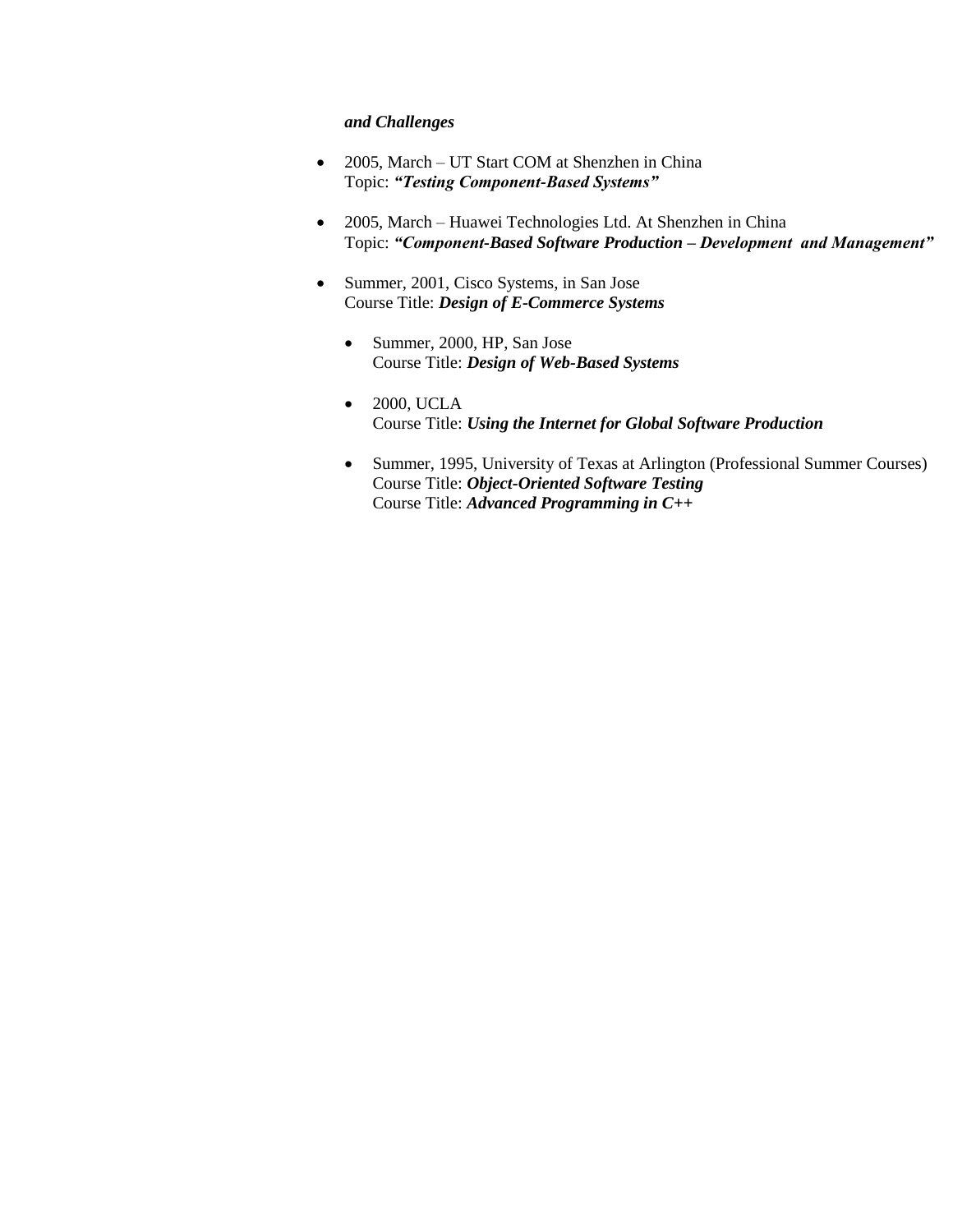***and Challenges***

- 2005, March – UT Start COM at Shenzhen in China
  Topic: ***"Testing Component-Based Systems"***

- 2005, March – Huawei Technologies Ltd. At Shenzhen in China
  Topic: ***"Component-Based Software Production – Development and Management"***

- Summer, 2001, Cisco Systems, in San Jose
  Course Title: ***Design of E-Commerce Systems***

  - Summer, 2000, HP, San Jose
    Course Title: ***Design of Web-Based Systems***

  - 2000, UCLA
    Course Title: ***Using the Internet for Global Software Production***

  - Summer, 1995, University of Texas at Arlington (Professional Summer Courses)
    Course Title: ***Object-Oriented Software Testing***
    Course Title: ***Advanced Programming in C++***